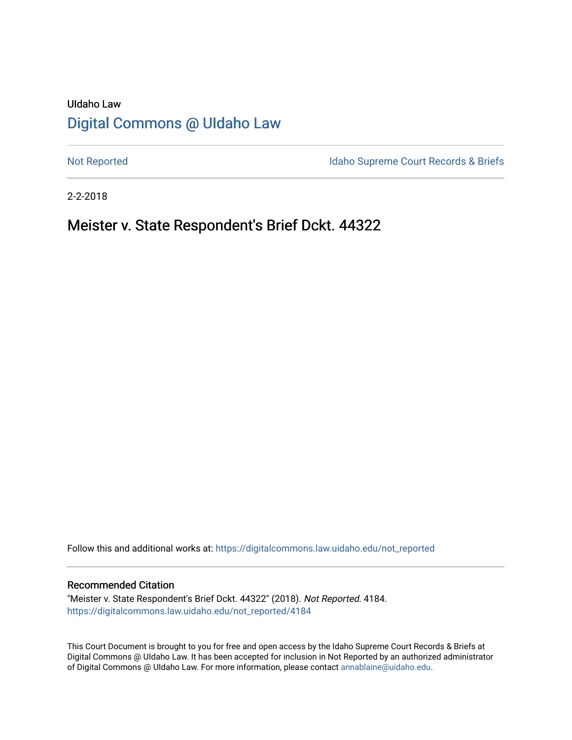UIdaho Law

# Digital Commons @ UIdaho Law

Not Reported

Idaho Supreme Court Records & Briefs

2-2-2018

## Meister v. State Respondent's Brief Dckt. 44322

Follow this and additional works at: https://digitalcommons.law.uidaho.edu/not_reported

### Recommended Citation

"Meister v. State Respondent's Brief Dckt. 44322" (2018). *Not Reported*. 4184.
https://digitalcommons.law.uidaho.edu/not_reported/4184

This Court Document is brought to you for free and open access by the Idaho Supreme Court Records & Briefs at Digital Commons @ UIdaho Law. It has been accepted for inclusion in Not Reported by an authorized administrator of Digital Commons @ UIdaho Law. For more information, please contact annablaine@uidaho.edu.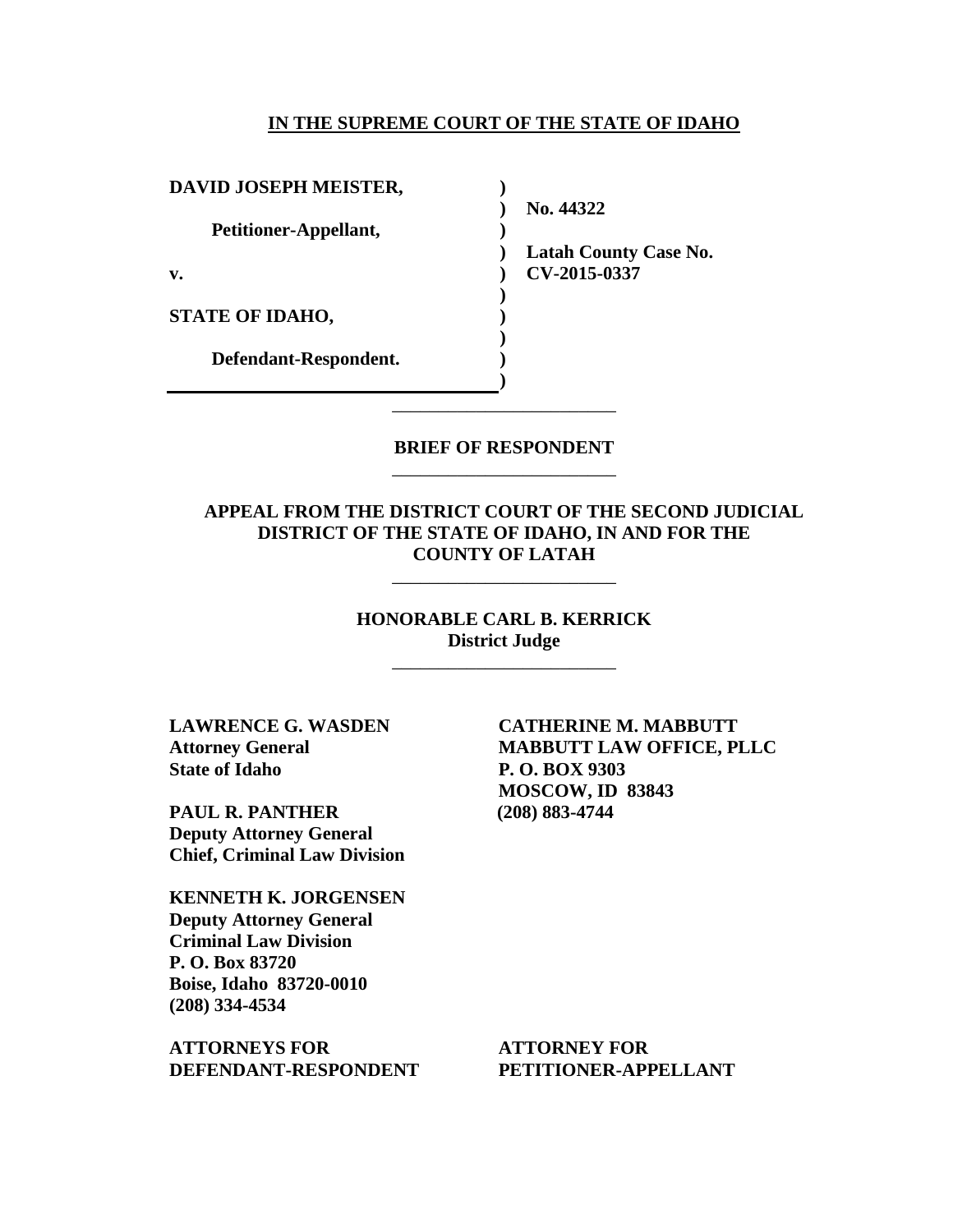**IN THE SUPREME COURT OF THE STATE OF IDAHO**

| | |
|---|---|
| **DAVID JOSEPH MEISTER,** | ) |
| | ) **No. 44322** |
| **Petitioner-Appellant,** | ) |
| | ) **Latah County Case No.** |
| **v.** | ) **CV-2015-0337** |
| | ) |
| **STATE OF IDAHO,** | ) |
| | ) |
| **Defendant-Respondent.** | ) |
| | ) |

---

**BRIEF OF RESPONDENT**

---

**APPEAL FROM THE DISTRICT COURT OF THE SECOND JUDICIAL DISTRICT OF THE STATE OF IDAHO, IN AND FOR THE COUNTY OF LATAH**

---

**HONORABLE CARL B. KERRICK**
**District Judge**

---

**LAWRENCE G. WASDEN**
**Attorney General**
**State of Idaho**

**PAUL R. PANTHER**
**Deputy Attorney General**
**Chief, Criminal Law Division**

**KENNETH K. JORGENSEN**
**Deputy Attorney General**
**Criminal Law Division**
**P. O. Box 83720**
**Boise, Idaho 83720-0010**
**(208) 334-4534**

**ATTORNEYS FOR**
**DEFENDANT-RESPONDENT**

**CATHERINE M. MABBUTT**
**MABBUTT LAW OFFICE, PLLC**
**P. O. BOX 9303**
**MOSCOW, ID 83843**
**(208) 883-4744**

**ATTORNEY FOR**
**PETITIONER-APPELLANT**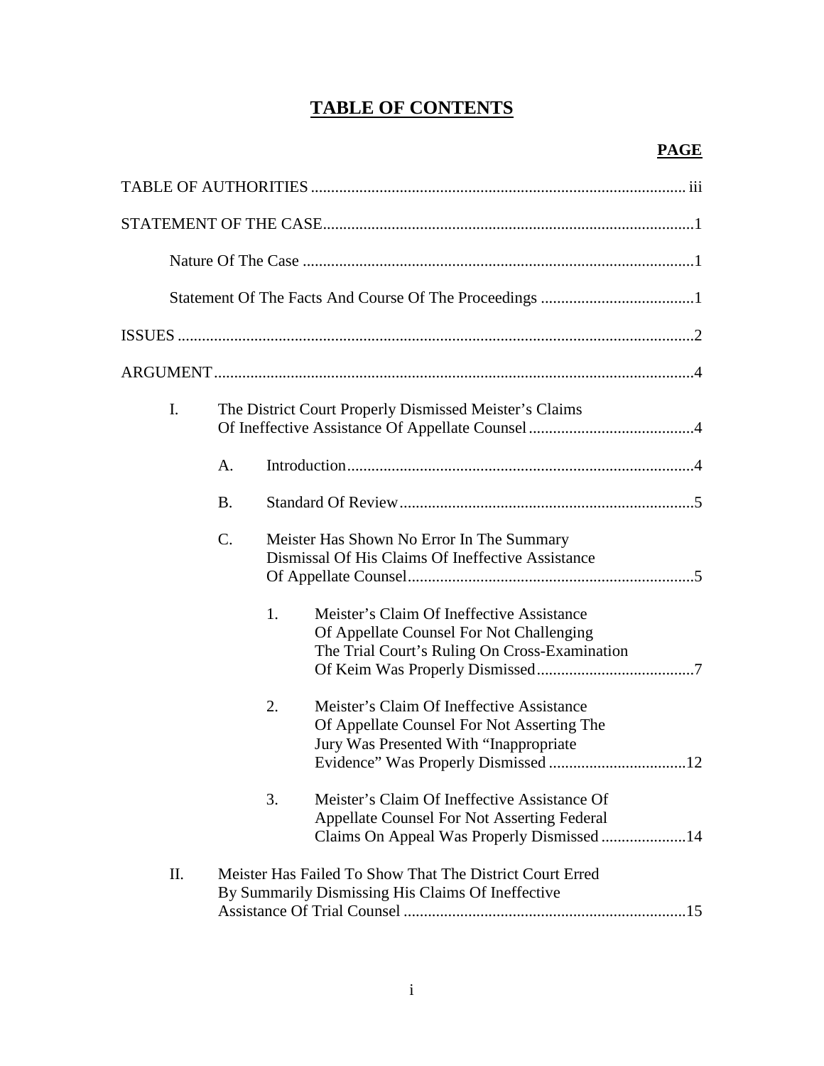# TABLE OF CONTENTS

**PAGE**

TABLE OF AUTHORITIES ........................................................................................ iii

STATEMENT OF THE CASE........................................................................................1

- Nature Of The Case ........................................................................................1
- Statement Of The Facts And Course Of The Proceedings ......................................1

ISSUES ..........................................................................................................2

ARGUMENT.......................................................................................................4

- I. The District Court Properly Dismissed Meister's Claims Of Ineffective Assistance Of Appellate Counsel.........................................4
  - A. Introduction......................................................................................4
  - B. Standard Of Review.........................................................................5
  - C. Meister Has Shown No Error In The Summary Dismissal Of His Claims Of Ineffective Assistance Of Appellate Counsel.......................................................................5
    - 1. Meister's Claim Of Ineffective Assistance Of Appellate Counsel For Not Challenging The Trial Court's Ruling On Cross-Examination Of Keim Was Properly Dismissed.......................................7
    - 2. Meister's Claim Of Ineffective Assistance Of Appellate Counsel For Not Asserting The Jury Was Presented With "Inappropriate Evidence" Was Properly Dismissed ..................................12
    - 3. Meister's Claim Of Ineffective Assistance Of Appellate Counsel For Not Asserting Federal Claims On Appeal Was Properly Dismissed .....................14
- II. Meister Has Failed To Show That The District Court Erred By Summarily Dismissing His Claims Of Ineffective Assistance Of Trial Counsel ......................................................................15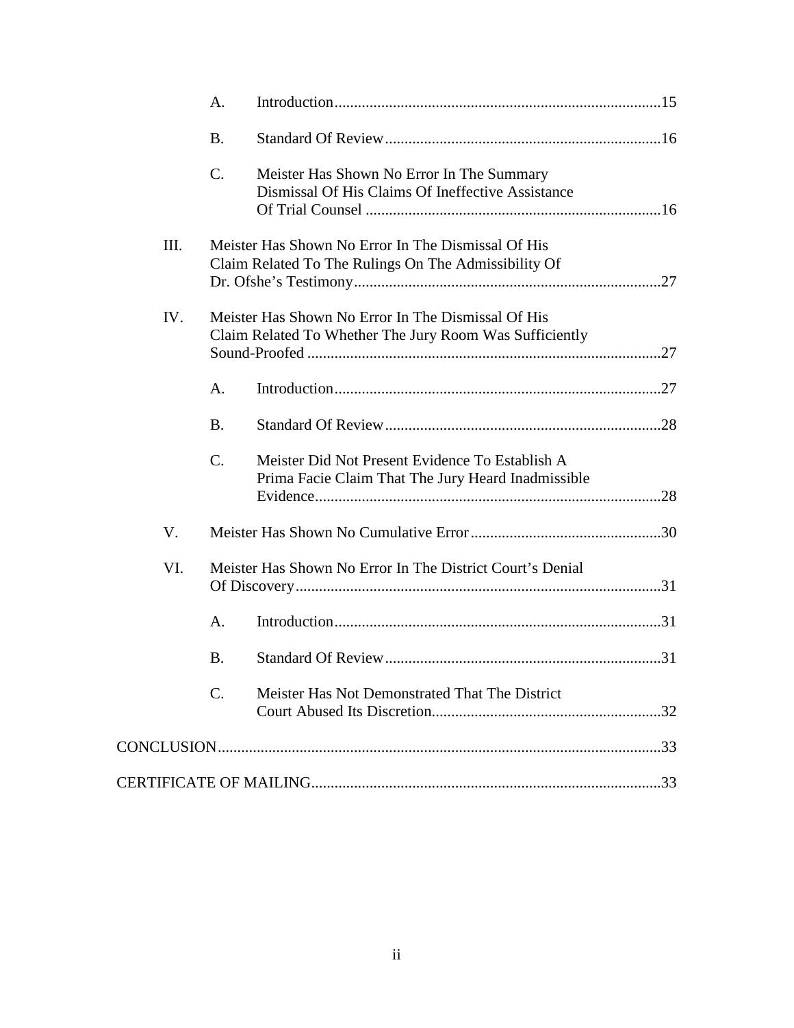A. Introduction ........ 15

B. Standard Of Review ........ 16

C. Meister Has Shown No Error In The Summary Dismissal Of His Claims Of Ineffective Assistance Of Trial Counsel ........ 16

III. Meister Has Shown No Error In The Dismissal Of His Claim Related To The Rulings On The Admissibility Of Dr. Ofshe's Testimony ........ 27

IV. Meister Has Shown No Error In The Dismissal Of His Claim Related To Whether The Jury Room Was Sufficiently Sound-Proofed ........ 27

A. Introduction ........ 27

B. Standard Of Review ........ 28

C. Meister Did Not Present Evidence To Establish A Prima Facie Claim That The Jury Heard Inadmissible Evidence ........ 28

V. Meister Has Shown No Cumulative Error ........ 30

VI. Meister Has Shown No Error In The District Court's Denial Of Discovery ........ 31

A. Introduction ........ 31

B. Standard Of Review ........ 31

C. Meister Has Not Demonstrated That The District Court Abused Its Discretion ........ 32

CONCLUSION ........ 33

CERTIFICATE OF MAILING ........ 33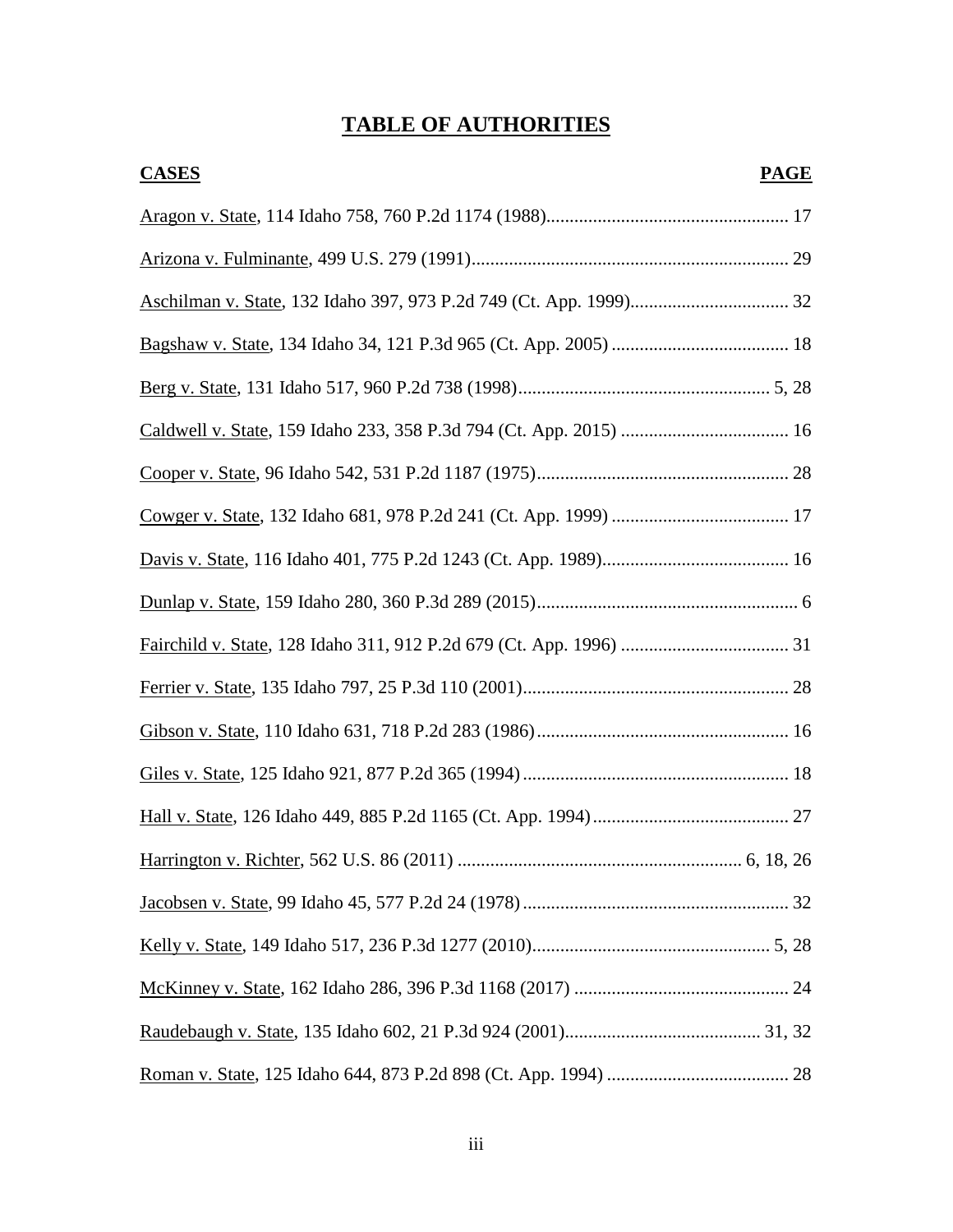# TABLE OF AUTHORITIES

| CASES | PAGE |
|---|---|
| Aragon v. State, 114 Idaho 758, 760 P.2d 1174 (1988) | 17 |
| Arizona v. Fulminante, 499 U.S. 279 (1991) | 29 |
| Aschilman v. State, 132 Idaho 397, 973 P.2d 749 (Ct. App. 1999) | 32 |
| Bagshaw v. State, 134 Idaho 34, 121 P.3d 965 (Ct. App. 2005) | 18 |
| Berg v. State, 131 Idaho 517, 960 P.2d 738 (1998) | 5, 28 |
| Caldwell v. State, 159 Idaho 233, 358 P.3d 794 (Ct. App. 2015) | 16 |
| Cooper v. State, 96 Idaho 542, 531 P.2d 1187 (1975) | 28 |
| Cowger v. State, 132 Idaho 681, 978 P.2d 241 (Ct. App. 1999) | 17 |
| Davis v. State, 116 Idaho 401, 775 P.2d 1243 (Ct. App. 1989) | 16 |
| Dunlap v. State, 159 Idaho 280, 360 P.3d 289 (2015) | 6 |
| Fairchild v. State, 128 Idaho 311, 912 P.2d 679 (Ct. App. 1996) | 31 |
| Ferrier v. State, 135 Idaho 797, 25 P.3d 110 (2001) | 28 |
| Gibson v. State, 110 Idaho 631, 718 P.2d 283 (1986) | 16 |
| Giles v. State, 125 Idaho 921, 877 P.2d 365 (1994) | 18 |
| Hall v. State, 126 Idaho 449, 885 P.2d 1165 (Ct. App. 1994) | 27 |
| Harrington v. Richter, 562 U.S. 86 (2011) | 6, 18, 26 |
| Jacobsen v. State, 99 Idaho 45, 577 P.2d 24 (1978) | 32 |
| Kelly v. State, 149 Idaho 517, 236 P.3d 1277 (2010) | 5, 28 |
| McKinney v. State, 162 Idaho 286, 396 P.3d 1168 (2017) | 24 |
| Raudebaugh v. State, 135 Idaho 602, 21 P.3d 924 (2001) | 31, 32 |
| Roman v. State, 125 Idaho 644, 873 P.2d 898 (Ct. App. 1994) | 28 |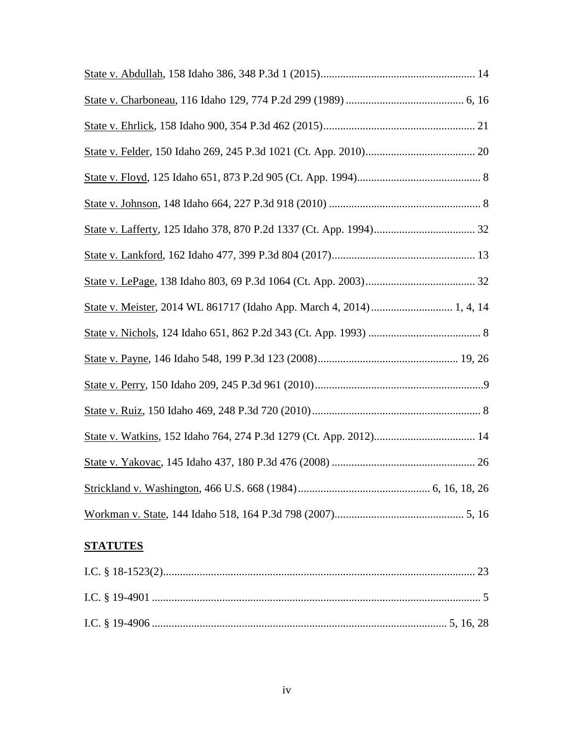State v. Abdullah, 158 Idaho 386, 348 P.3d 1 (2015)....................................................... 14

State v. Charboneau, 116 Idaho 129, 774 P.2d 299 (1989) .......................................... 6, 16

State v. Ehrlick, 158 Idaho 900, 354 P.3d 462 (2015)...................................................... 21

State v. Felder, 150 Idaho 269, 245 P.3d 1021 (Ct. App. 2010)....................................... 20

State v. Floyd, 125 Idaho 651, 873 P.2d 905 (Ct. App. 1994)............................................ 8

State v. Johnson, 148 Idaho 664, 227 P.3d 918 (2010) ...................................................... 8

State v. Lafferty, 125 Idaho 378, 870 P.2d 1337 (Ct. App. 1994).................................... 32

State v. Lankford, 162 Idaho 477, 399 P.3d 804 (2017)................................................... 13

State v. LePage, 138 Idaho 803, 69 P.3d 1064 (Ct. App. 2003)........................................ 32

State v. Meister, 2014 WL 861717 (Idaho App. March 4, 2014)............................. 1, 4, 14

State v. Nichols, 124 Idaho 651, 862 P.2d 343 (Ct. App. 1993) ........................................ 8

State v. Payne, 146 Idaho 548, 199 P.3d 123 (2008).................................................. 19, 26

State v. Perry, 150 Idaho 209, 245 P.3d 961 (2010)............................................................9

State v. Ruiz, 150 Idaho 469, 248 P.3d 720 (2010)............................................................ 8

State v. Watkins, 152 Idaho 764, 274 P.3d 1279 (Ct. App. 2012).................................... 14

State v. Yakovac, 145 Idaho 437, 180 P.3d 476 (2008) ................................................... 26

Strickland v. Washington, 466 U.S. 668 (1984)............................................... 6, 16, 18, 26

Workman v. State, 144 Idaho 518, 164 P.3d 798 (2007).............................................. 5, 16

**STATUTES**

I.C. § 18-1523(2)............................................................................................................... 23

I.C. § 19-4901 ..................................................................................................................... 5

I.C. § 19-4906 ......................................................................................................... 5, 16, 28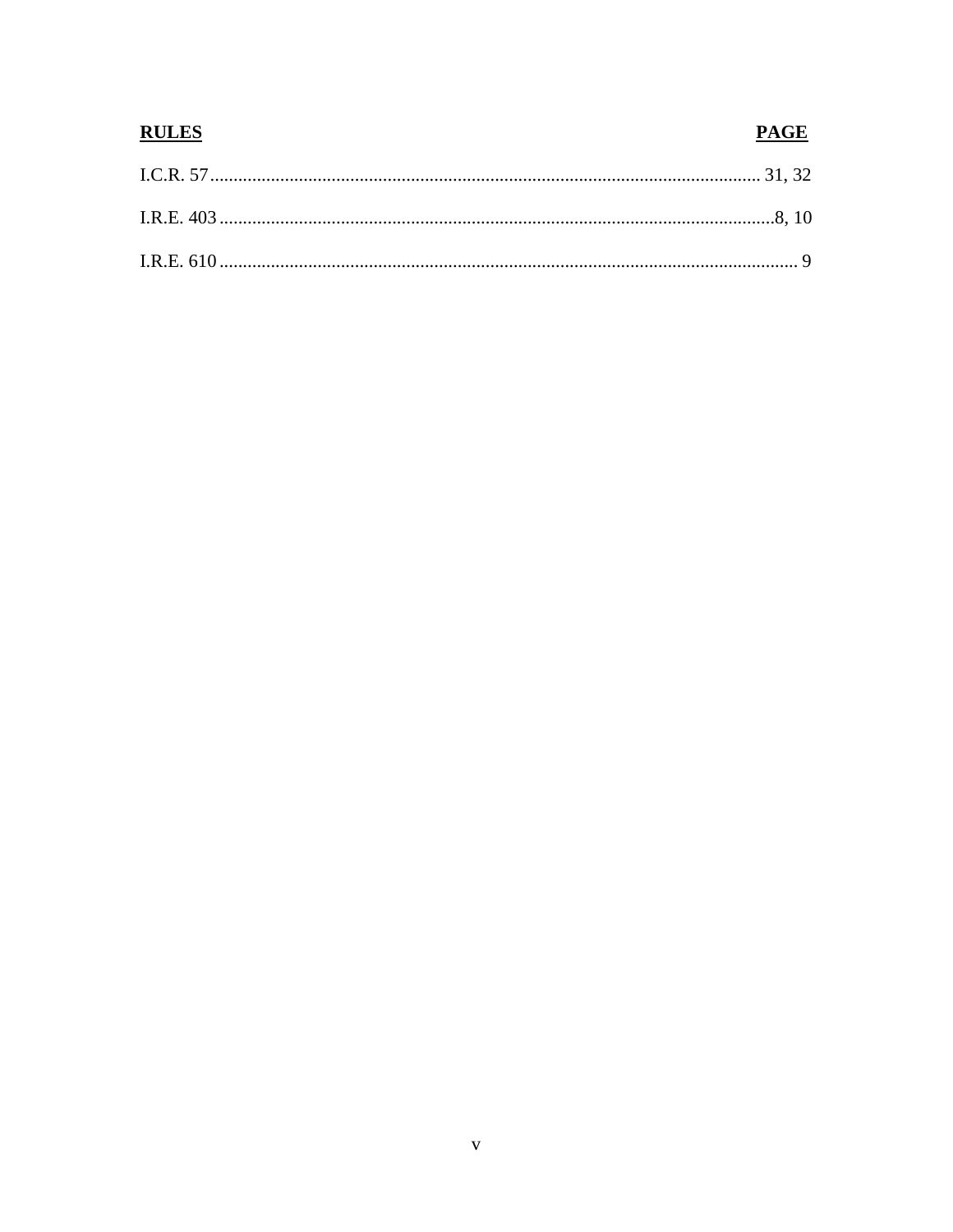| **RULES** | **PAGE** |
|---|---|
| I.C.R. 57 | 31, 32 |
| I.R.E. 403 | 8, 10 |
| I.R.E. 610 | 9 |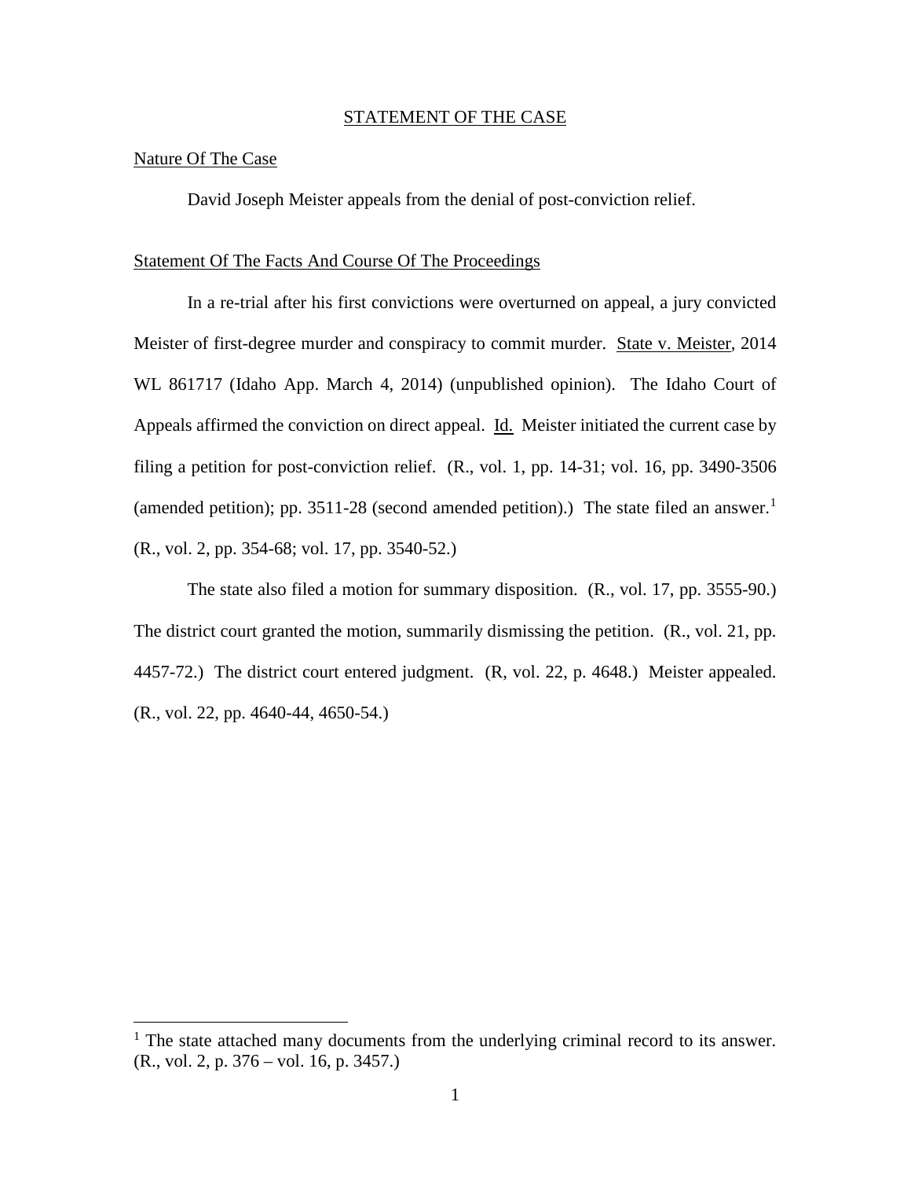## STATEMENT OF THE CASE

### Nature Of The Case

David Joseph Meister appeals from the denial of post-conviction relief.

### Statement Of The Facts And Course Of The Proceedings

In a re-trial after his first convictions were overturned on appeal, a jury convicted Meister of first-degree murder and conspiracy to commit murder. State v. Meister, 2014 WL 861717 (Idaho App. March 4, 2014) (unpublished opinion). The Idaho Court of Appeals affirmed the conviction on direct appeal. Id. Meister initiated the current case by filing a petition for post-conviction relief. (R., vol. 1, pp. 14-31; vol. 16, pp. 3490-3506 (amended petition); pp. 3511-28 (second amended petition).) The state filed an answer.[1] (R., vol. 2, pp. 354-68; vol. 17, pp. 3540-52.)

The state also filed a motion for summary disposition. (R., vol. 17, pp. 3555-90.) The district court granted the motion, summarily dismissing the petition. (R., vol. 21, pp. 4457-72.) The district court entered judgment. (R, vol. 22, p. 4648.) Meister appealed. (R., vol. 22, pp. 4640-44, 4650-54.)

---

[1] The state attached many documents from the underlying criminal record to its answer. (R., vol. 2, p. 376 – vol. 16, p. 3457.)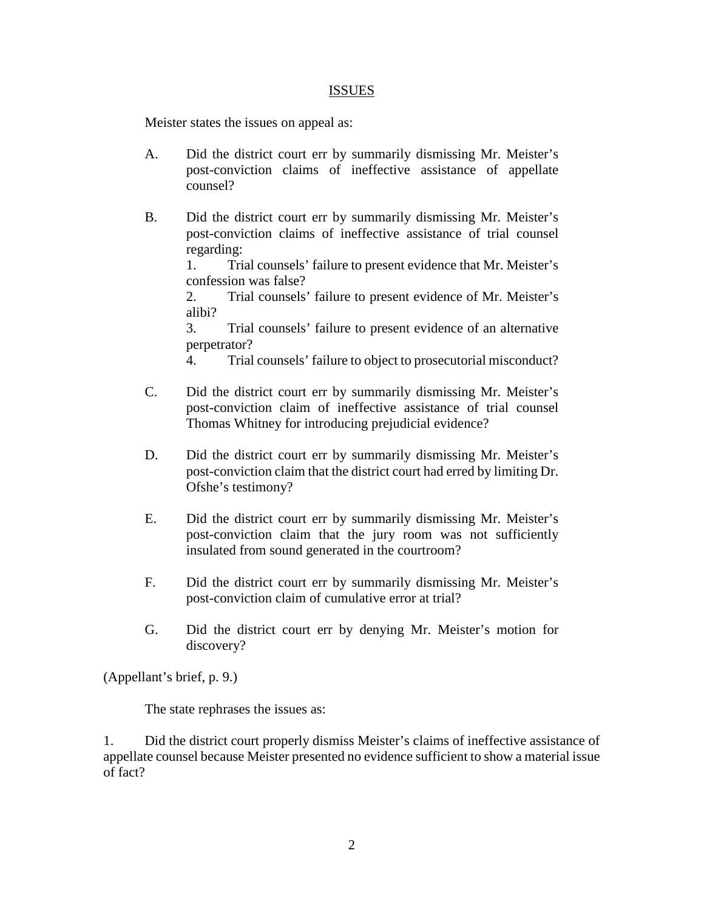## ISSUES

Meister states the issues on appeal as:

A. Did the district court err by summarily dismissing Mr. Meister's post-conviction claims of ineffective assistance of appellate counsel?

B. Did the district court err by summarily dismissing Mr. Meister's post-conviction claims of ineffective assistance of trial counsel regarding:

1. Trial counsels' failure to present evidence that Mr. Meister's confession was false?
2. Trial counsels' failure to present evidence of Mr. Meister's alibi?
3. Trial counsels' failure to present evidence of an alternative perpetrator?
4. Trial counsels' failure to object to prosecutorial misconduct?

C. Did the district court err by summarily dismissing Mr. Meister's post-conviction claim of ineffective assistance of trial counsel Thomas Whitney for introducing prejudicial evidence?

D. Did the district court err by summarily dismissing Mr. Meister's post-conviction claim that the district court had erred by limiting Dr. Ofshe's testimony?

E. Did the district court err by summarily dismissing Mr. Meister's post-conviction claim that the jury room was not sufficiently insulated from sound generated in the courtroom?

F. Did the district court err by summarily dismissing Mr. Meister's post-conviction claim of cumulative error at trial?

G. Did the district court err by denying Mr. Meister's motion for discovery?

(Appellant's brief, p. 9.)

The state rephrases the issues as:

1. Did the district court properly dismiss Meister's claims of ineffective assistance of appellate counsel because Meister presented no evidence sufficient to show a material issue of fact?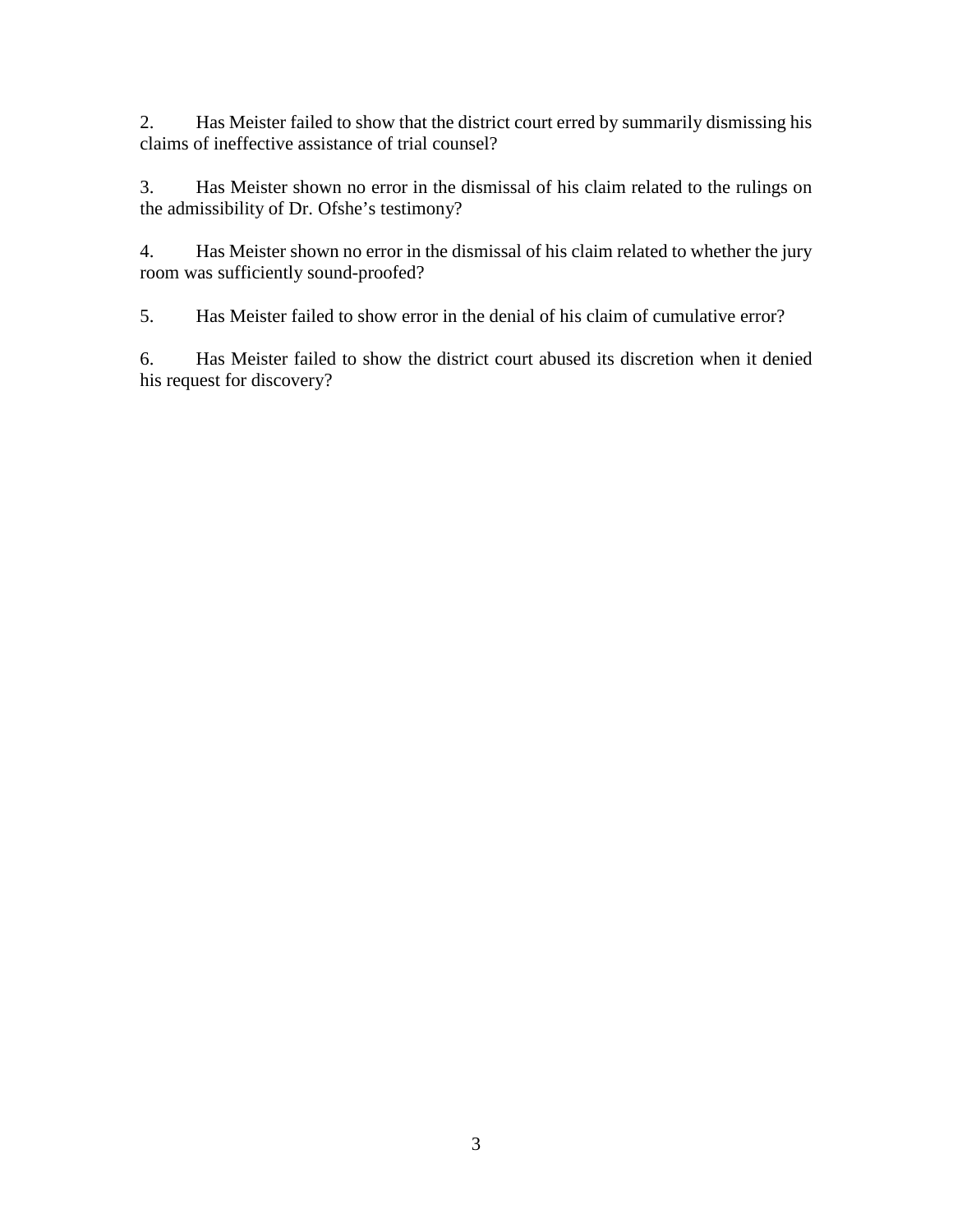2. Has Meister failed to show that the district court erred by summarily dismissing his claims of ineffective assistance of trial counsel?

3. Has Meister shown no error in the dismissal of his claim related to the rulings on the admissibility of Dr. Ofshe's testimony?

4. Has Meister shown no error in the dismissal of his claim related to whether the jury room was sufficiently sound-proofed?

5. Has Meister failed to show error in the denial of his claim of cumulative error?

6. Has Meister failed to show the district court abused its discretion when it denied his request for discovery?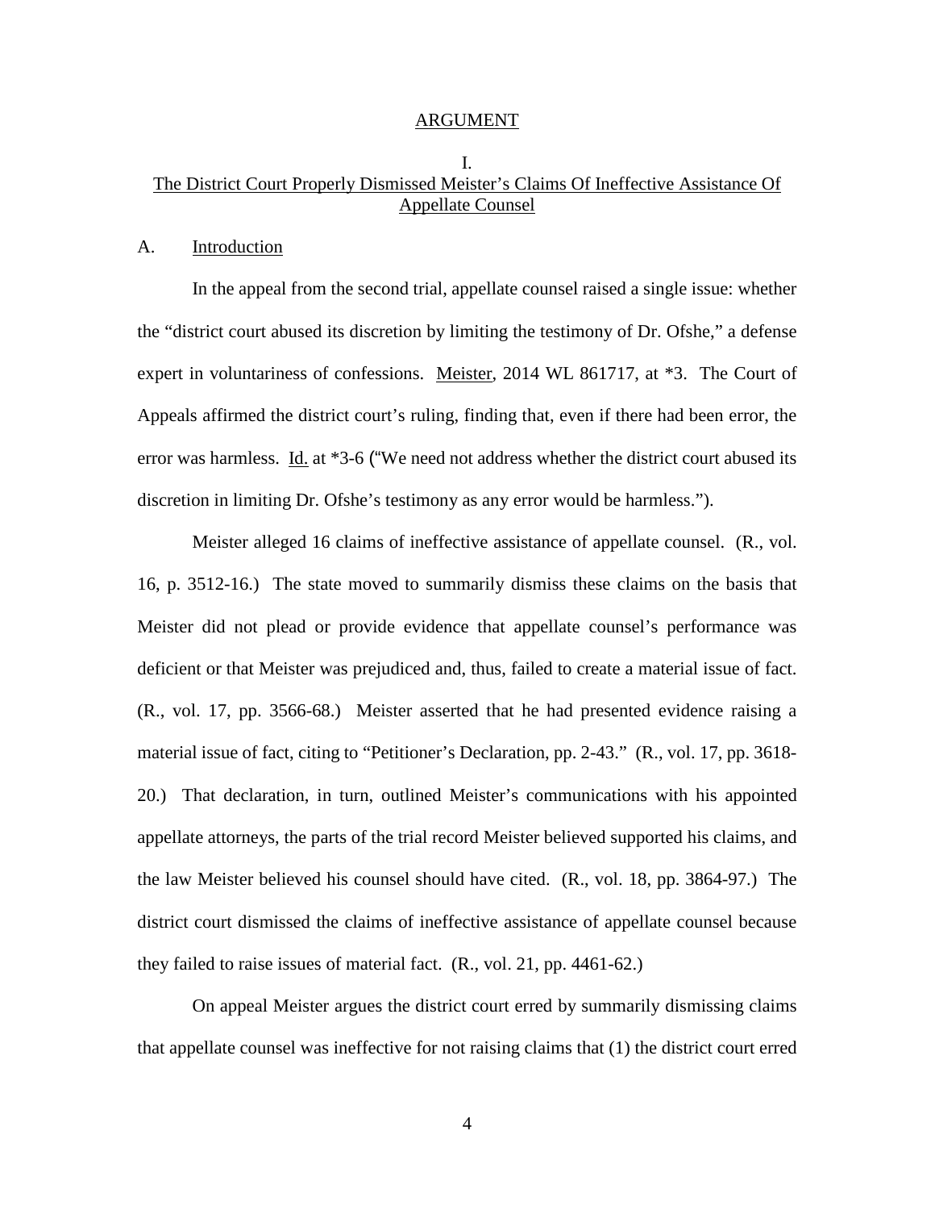## ARGUMENT

### I. The District Court Properly Dismissed Meister's Claims Of Ineffective Assistance Of Appellate Counsel

#### A. Introduction

In the appeal from the second trial, appellate counsel raised a single issue: whether the "district court abused its discretion by limiting the testimony of Dr. Ofshe," a defense expert in voluntariness of confessions. Meister, 2014 WL 861717, at *3. The Court of Appeals affirmed the district court's ruling, finding that, even if there had been error, the error was harmless. Id. at *3-6 ("We need not address whether the district court abused its discretion in limiting Dr. Ofshe's testimony as any error would be harmless.").

Meister alleged 16 claims of ineffective assistance of appellate counsel. (R., vol. 16, p. 3512-16.) The state moved to summarily dismiss these claims on the basis that Meister did not plead or provide evidence that appellate counsel's performance was deficient or that Meister was prejudiced and, thus, failed to create a material issue of fact. (R., vol. 17, pp. 3566-68.) Meister asserted that he had presented evidence raising a material issue of fact, citing to "Petitioner's Declaration, pp. 2-43." (R., vol. 17, pp. 3618-20.) That declaration, in turn, outlined Meister's communications with his appointed appellate attorneys, the parts of the trial record Meister believed supported his claims, and the law Meister believed his counsel should have cited. (R., vol. 18, pp. 3864-97.) The district court dismissed the claims of ineffective assistance of appellate counsel because they failed to raise issues of material fact. (R., vol. 21, pp. 4461-62.)

On appeal Meister argues the district court erred by summarily dismissing claims that appellate counsel was ineffective for not raising claims that (1) the district court erred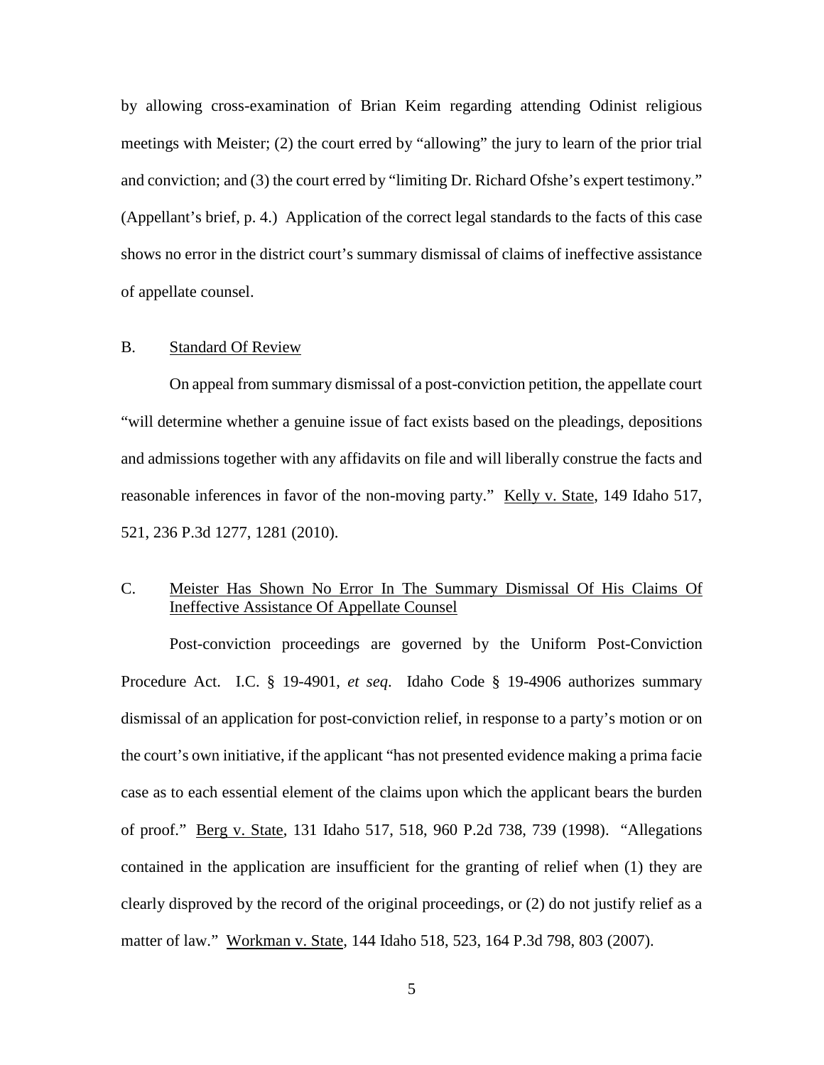by allowing cross-examination of Brian Keim regarding attending Odinist religious meetings with Meister; (2) the court erred by "allowing" the jury to learn of the prior trial and conviction; and (3) the court erred by "limiting Dr. Richard Ofshe's expert testimony." (Appellant's brief, p. 4.) Application of the correct legal standards to the facts of this case shows no error in the district court's summary dismissal of claims of ineffective assistance of appellate counsel.

### B. Standard Of Review

On appeal from summary dismissal of a post-conviction petition, the appellate court "will determine whether a genuine issue of fact exists based on the pleadings, depositions and admissions together with any affidavits on file and will liberally construe the facts and reasonable inferences in favor of the non-moving party." Kelly v. State, 149 Idaho 517, 521, 236 P.3d 1277, 1281 (2010).

### C. Meister Has Shown No Error In The Summary Dismissal Of His Claims Of Ineffective Assistance Of Appellate Counsel

Post-conviction proceedings are governed by the Uniform Post-Conviction Procedure Act. I.C. § 19-4901, *et seq*. Idaho Code § 19-4906 authorizes summary dismissal of an application for post-conviction relief, in response to a party's motion or on the court's own initiative, if the applicant "has not presented evidence making a prima facie case as to each essential element of the claims upon which the applicant bears the burden of proof." Berg v. State, 131 Idaho 517, 518, 960 P.2d 738, 739 (1998). "Allegations contained in the application are insufficient for the granting of relief when (1) they are clearly disproved by the record of the original proceedings, or (2) do not justify relief as a matter of law." Workman v. State, 144 Idaho 518, 523, 164 P.3d 798, 803 (2007).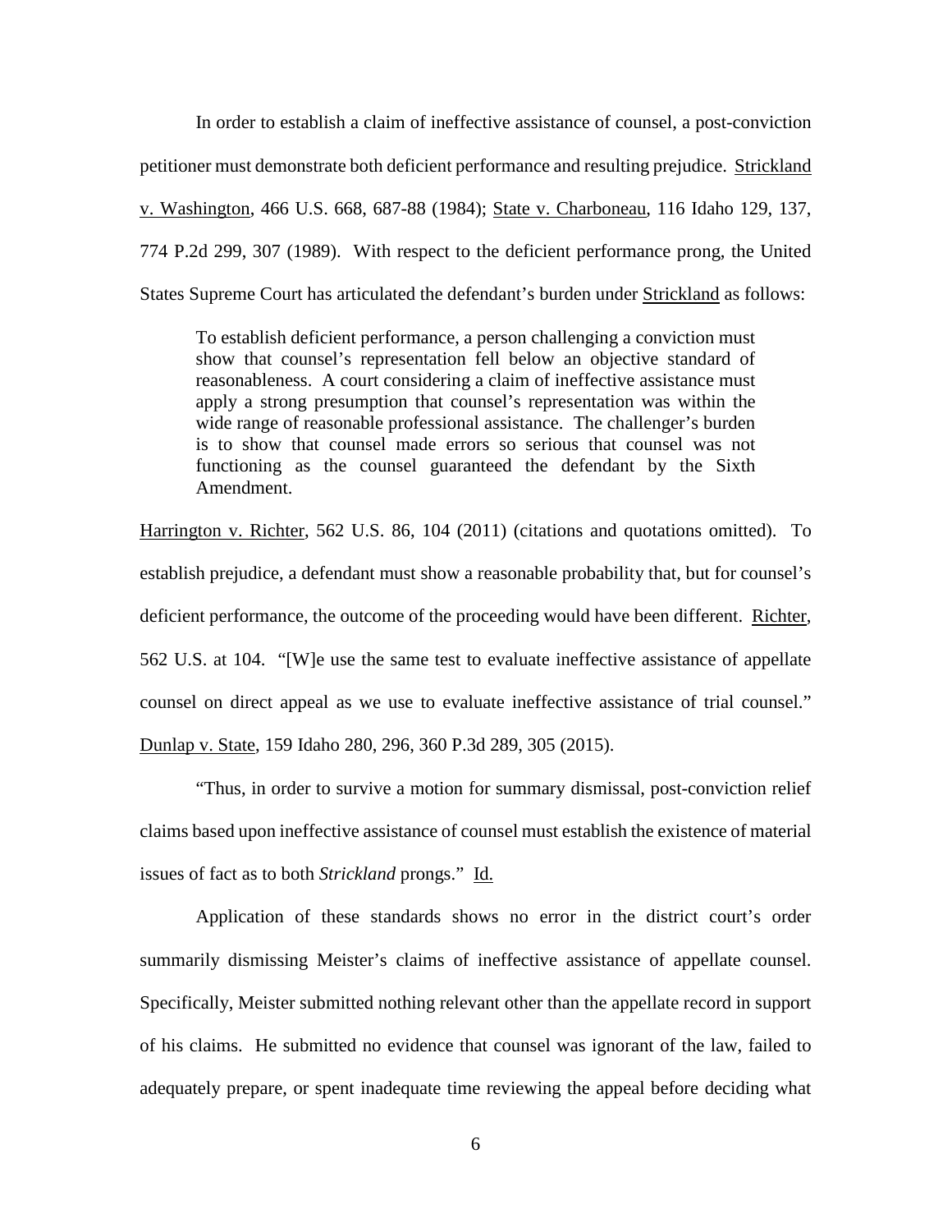In order to establish a claim of ineffective assistance of counsel, a post-conviction petitioner must demonstrate both deficient performance and resulting prejudice. Strickland v. Washington, 466 U.S. 668, 687-88 (1984); State v. Charboneau, 116 Idaho 129, 137, 774 P.2d 299, 307 (1989). With respect to the deficient performance prong, the United States Supreme Court has articulated the defendant's burden under Strickland as follows:

> To establish deficient performance, a person challenging a conviction must show that counsel's representation fell below an objective standard of reasonableness. A court considering a claim of ineffective assistance must apply a strong presumption that counsel's representation was within the wide range of reasonable professional assistance. The challenger's burden is to show that counsel made errors so serious that counsel was not functioning as the counsel guaranteed the defendant by the Sixth Amendment.

Harrington v. Richter, 562 U.S. 86, 104 (2011) (citations and quotations omitted). To establish prejudice, a defendant must show a reasonable probability that, but for counsel's deficient performance, the outcome of the proceeding would have been different. Richter, 562 U.S. at 104. "[W]e use the same test to evaluate ineffective assistance of appellate counsel on direct appeal as we use to evaluate ineffective assistance of trial counsel." Dunlap v. State, 159 Idaho 280, 296, 360 P.3d 289, 305 (2015).

"Thus, in order to survive a motion for summary dismissal, post-conviction relief claims based upon ineffective assistance of counsel must establish the existence of material issues of fact as to both *Strickland* prongs." Id.

Application of these standards shows no error in the district court's order summarily dismissing Meister's claims of ineffective assistance of appellate counsel. Specifically, Meister submitted nothing relevant other than the appellate record in support of his claims. He submitted no evidence that counsel was ignorant of the law, failed to adequately prepare, or spent inadequate time reviewing the appeal before deciding what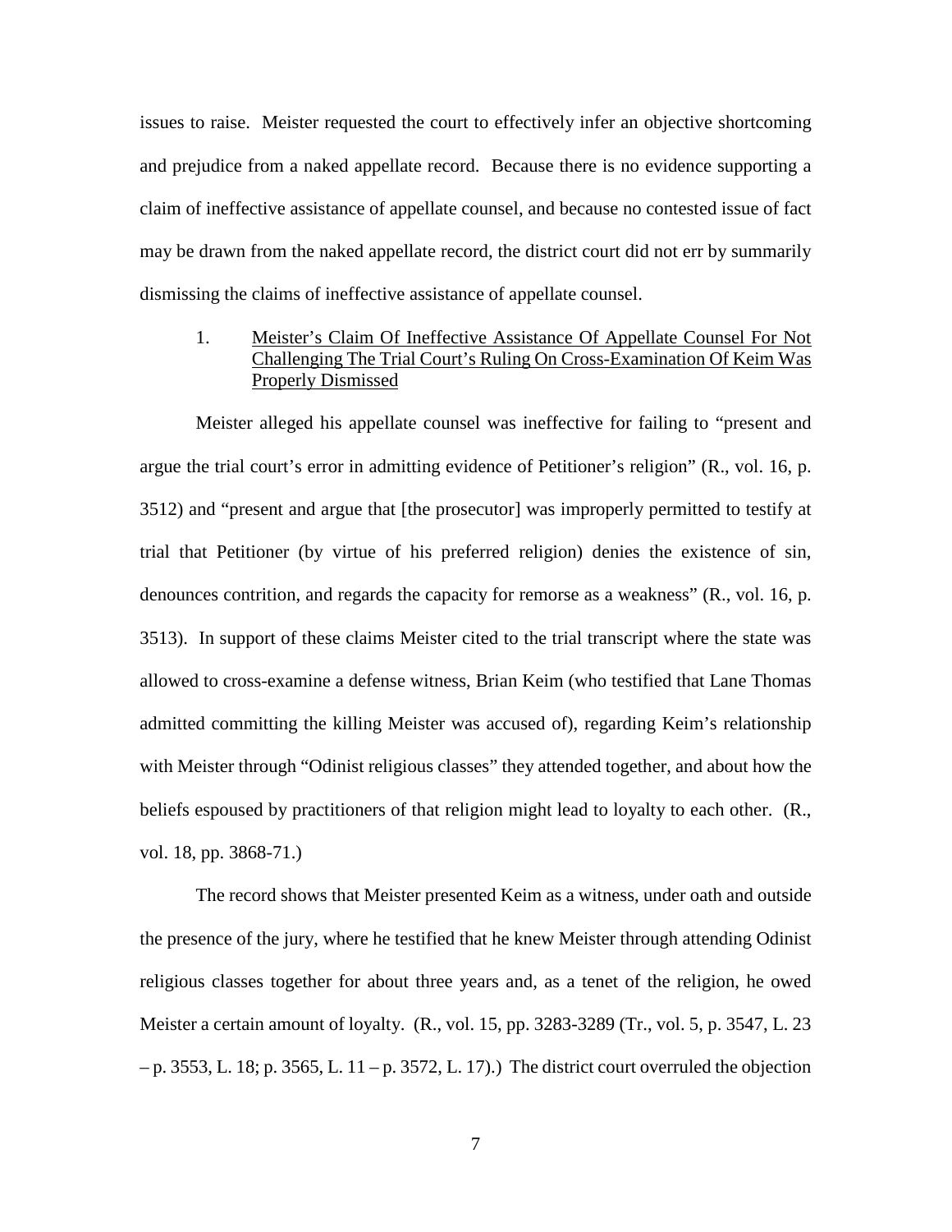issues to raise. Meister requested the court to effectively infer an objective shortcoming and prejudice from a naked appellate record. Because there is no evidence supporting a claim of ineffective assistance of appellate counsel, and because no contested issue of fact may be drawn from the naked appellate record, the district court did not err by summarily dismissing the claims of ineffective assistance of appellate counsel.

1. <u>Meister's Claim Of Ineffective Assistance Of Appellate Counsel For Not Challenging The Trial Court's Ruling On Cross-Examination Of Keim Was Properly Dismissed</u>

Meister alleged his appellate counsel was ineffective for failing to "present and argue the trial court's error in admitting evidence of Petitioner's religion" (R., vol. 16, p. 3512) and "present and argue that [the prosecutor] was improperly permitted to testify at trial that Petitioner (by virtue of his preferred religion) denies the existence of sin, denounces contrition, and regards the capacity for remorse as a weakness" (R., vol. 16, p. 3513). In support of these claims Meister cited to the trial transcript where the state was allowed to cross-examine a defense witness, Brian Keim (who testified that Lane Thomas admitted committing the killing Meister was accused of), regarding Keim's relationship with Meister through "Odinist religious classes" they attended together, and about how the beliefs espoused by practitioners of that religion might lead to loyalty to each other. (R., vol. 18, pp. 3868-71.)

The record shows that Meister presented Keim as a witness, under oath and outside the presence of the jury, where he testified that he knew Meister through attending Odinist religious classes together for about three years and, as a tenet of the religion, he owed Meister a certain amount of loyalty. (R., vol. 15, pp. 3283-3289 (Tr., vol. 5, p. 3547, L. 23 – p. 3553, L. 18; p. 3565, L. 11 – p. 3572, L. 17).) The district court overruled the objection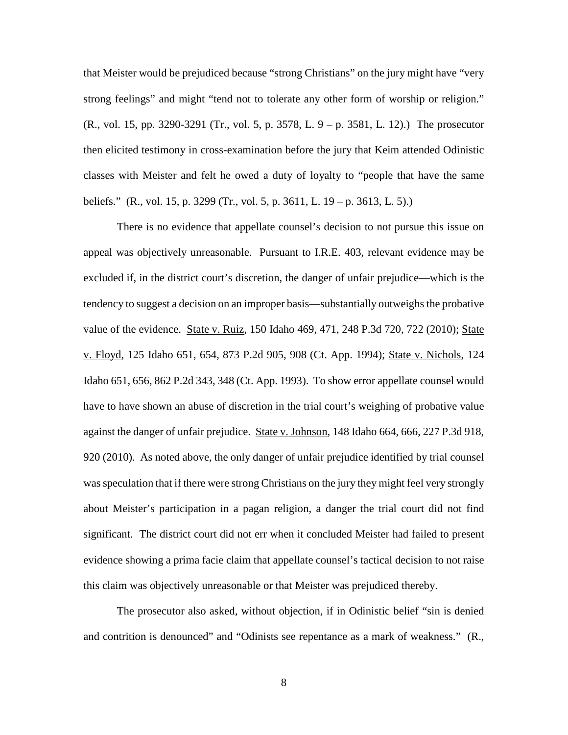that Meister would be prejudiced because "strong Christians" on the jury might have "very strong feelings" and might "tend not to tolerate any other form of worship or religion." (R., vol. 15, pp. 3290-3291 (Tr., vol. 5, p. 3578, L. 9 – p. 3581, L. 12).) The prosecutor then elicited testimony in cross-examination before the jury that Keim attended Odinistic classes with Meister and felt he owed a duty of loyalty to "people that have the same beliefs." (R., vol. 15, p. 3299 (Tr., vol. 5, p. 3611, L. 19 – p. 3613, L. 5).)

There is no evidence that appellate counsel's decision to not pursue this issue on appeal was objectively unreasonable. Pursuant to I.R.E. 403, relevant evidence may be excluded if, in the district court's discretion, the danger of unfair prejudice—which is the tendency to suggest a decision on an improper basis—substantially outweighs the probative value of the evidence. State v. Ruiz, 150 Idaho 469, 471, 248 P.3d 720, 722 (2010); State v. Floyd, 125 Idaho 651, 654, 873 P.2d 905, 908 (Ct. App. 1994); State v. Nichols, 124 Idaho 651, 656, 862 P.2d 343, 348 (Ct. App. 1993). To show error appellate counsel would have to have shown an abuse of discretion in the trial court's weighing of probative value against the danger of unfair prejudice. State v. Johnson, 148 Idaho 664, 666, 227 P.3d 918, 920 (2010). As noted above, the only danger of unfair prejudice identified by trial counsel was speculation that if there were strong Christians on the jury they might feel very strongly about Meister's participation in a pagan religion, a danger the trial court did not find significant. The district court did not err when it concluded Meister had failed to present evidence showing a prima facie claim that appellate counsel's tactical decision to not raise this claim was objectively unreasonable or that Meister was prejudiced thereby.

The prosecutor also asked, without objection, if in Odinistic belief "sin is denied and contrition is denounced" and "Odinists see repentance as a mark of weakness." (R.,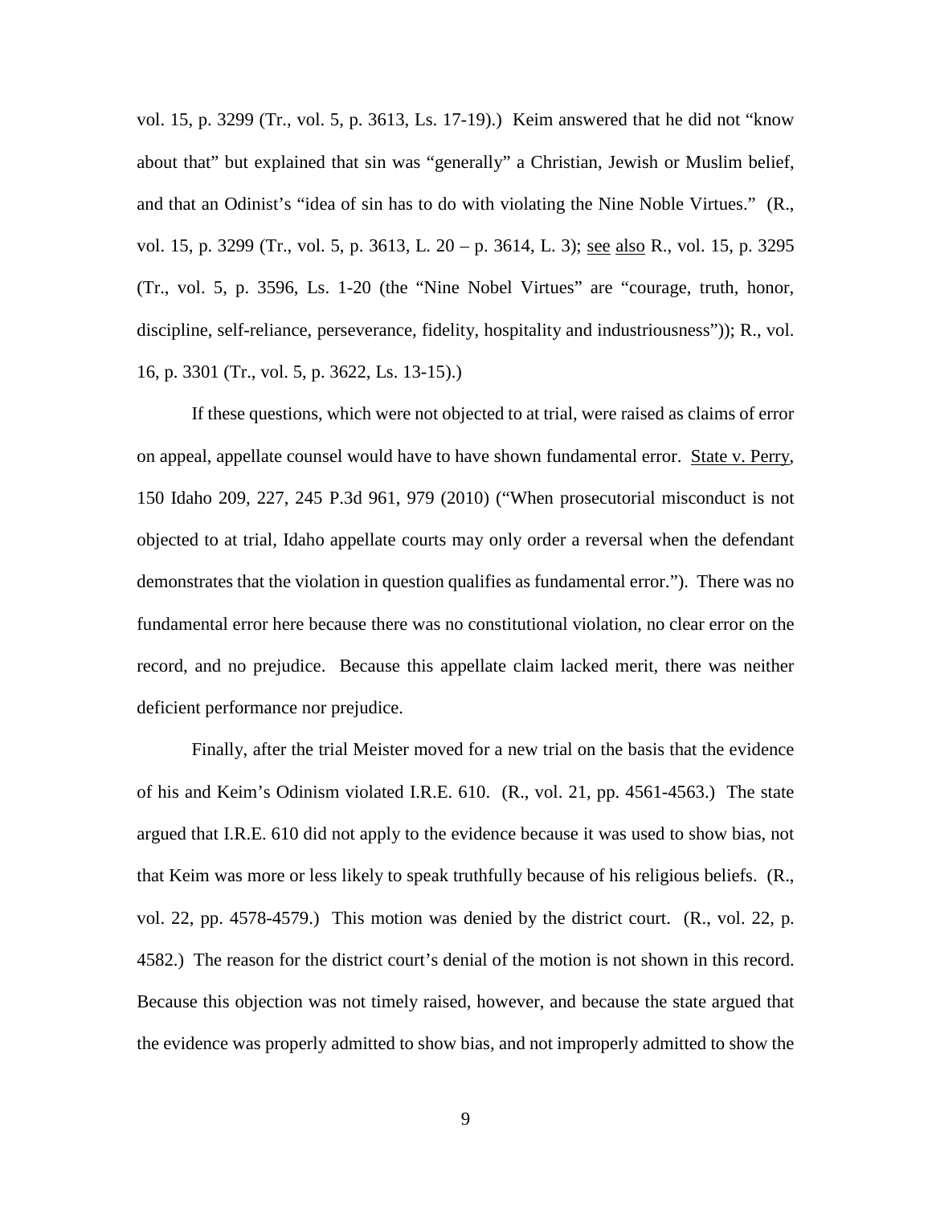vol. 15, p. 3299 (Tr., vol. 5, p. 3613, Ls. 17-19).) Keim answered that he did not "know about that" but explained that sin was "generally" a Christian, Jewish or Muslim belief, and that an Odinist's "idea of sin has to do with violating the Nine Noble Virtues." (R., vol. 15, p. 3299 (Tr., vol. 5, p. 3613, L. 20 – p. 3614, L. 3); see also R., vol. 15, p. 3295 (Tr., vol. 5, p. 3596, Ls. 1-20 (the "Nine Nobel Virtues" are "courage, truth, honor, discipline, self-reliance, perseverance, fidelity, hospitality and industriousness")); R., vol. 16, p. 3301 (Tr., vol. 5, p. 3622, Ls. 13-15).)

If these questions, which were not objected to at trial, were raised as claims of error on appeal, appellate counsel would have to have shown fundamental error. State v. Perry, 150 Idaho 209, 227, 245 P.3d 961, 979 (2010) ("When prosecutorial misconduct is not objected to at trial, Idaho appellate courts may only order a reversal when the defendant demonstrates that the violation in question qualifies as fundamental error."). There was no fundamental error here because there was no constitutional violation, no clear error on the record, and no prejudice. Because this appellate claim lacked merit, there was neither deficient performance nor prejudice.

Finally, after the trial Meister moved for a new trial on the basis that the evidence of his and Keim's Odinism violated I.R.E. 610. (R., vol. 21, pp. 4561-4563.) The state argued that I.R.E. 610 did not apply to the evidence because it was used to show bias, not that Keim was more or less likely to speak truthfully because of his religious beliefs. (R., vol. 22, pp. 4578-4579.) This motion was denied by the district court. (R., vol. 22, p. 4582.) The reason for the district court's denial of the motion is not shown in this record. Because this objection was not timely raised, however, and because the state argued that the evidence was properly admitted to show bias, and not improperly admitted to show the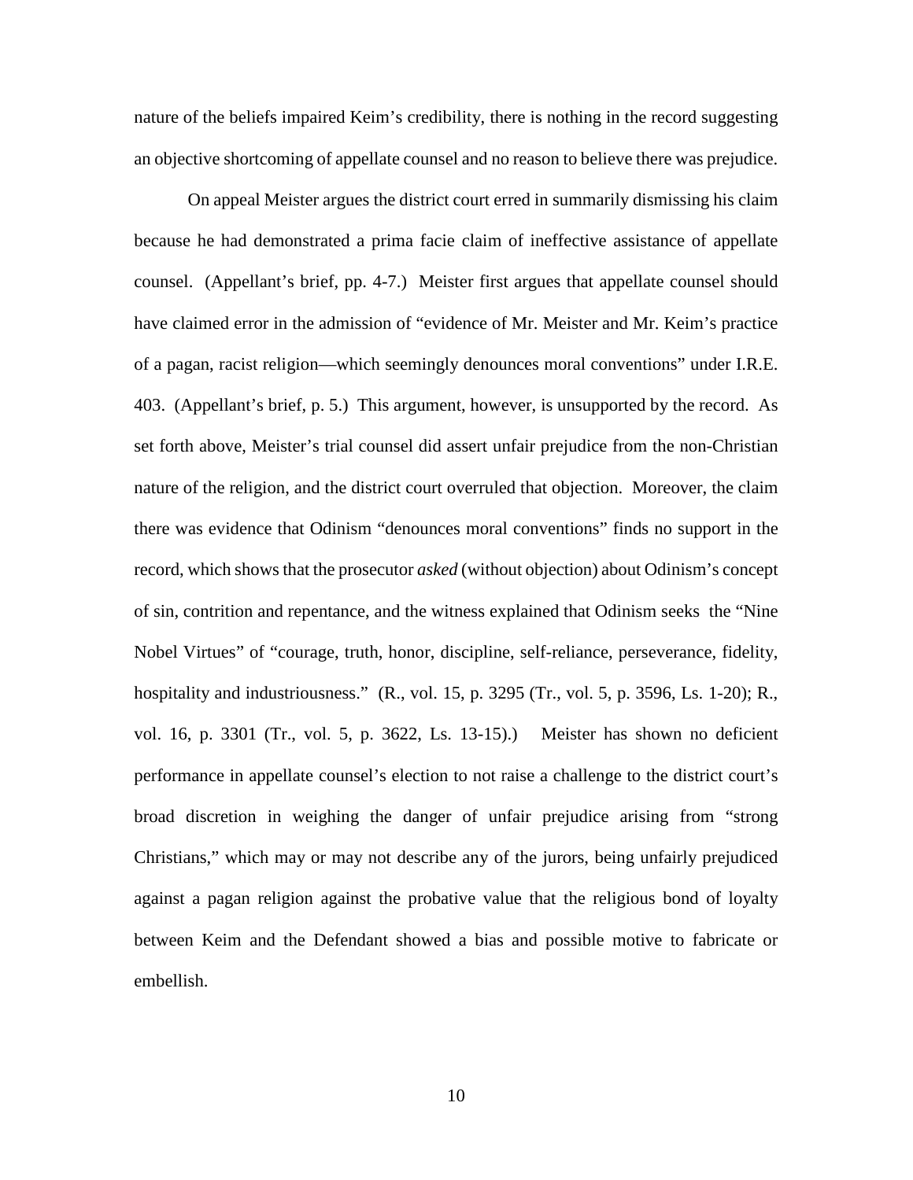nature of the beliefs impaired Keim's credibility, there is nothing in the record suggesting an objective shortcoming of appellate counsel and no reason to believe there was prejudice.

On appeal Meister argues the district court erred in summarily dismissing his claim because he had demonstrated a prima facie claim of ineffective assistance of appellate counsel. (Appellant's brief, pp. 4-7.) Meister first argues that appellate counsel should have claimed error in the admission of "evidence of Mr. Meister and Mr. Keim's practice of a pagan, racist religion—which seemingly denounces moral conventions" under I.R.E. 403. (Appellant's brief, p. 5.) This argument, however, is unsupported by the record. As set forth above, Meister's trial counsel did assert unfair prejudice from the non-Christian nature of the religion, and the district court overruled that objection. Moreover, the claim there was evidence that Odinism "denounces moral conventions" finds no support in the record, which shows that the prosecutor *asked* (without objection) about Odinism's concept of sin, contrition and repentance, and the witness explained that Odinism seeks the "Nine Nobel Virtues" of "courage, truth, honor, discipline, self-reliance, perseverance, fidelity, hospitality and industriousness." (R., vol. 15, p. 3295 (Tr., vol. 5, p. 3596, Ls. 1-20); R., vol. 16, p. 3301 (Tr., vol. 5, p. 3622, Ls. 13-15).) Meister has shown no deficient performance in appellate counsel's election to not raise a challenge to the district court's broad discretion in weighing the danger of unfair prejudice arising from "strong Christians," which may or may not describe any of the jurors, being unfairly prejudiced against a pagan religion against the probative value that the religious bond of loyalty between Keim and the Defendant showed a bias and possible motive to fabricate or embellish.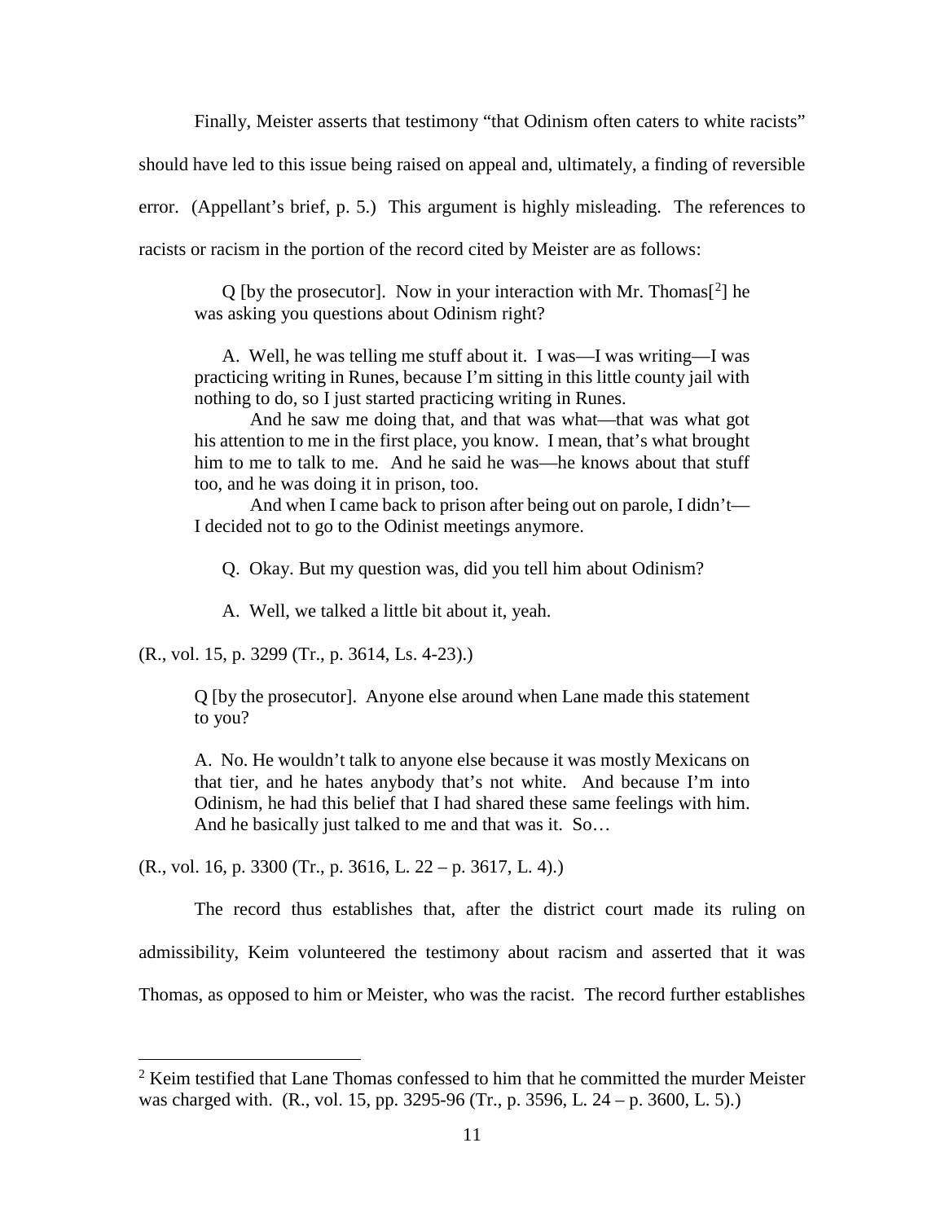Finally, Meister asserts that testimony "that Odinism often caters to white racists" should have led to this issue being raised on appeal and, ultimately, a finding of reversible error. (Appellant's brief, p. 5.) This argument is highly misleading. The references to racists or racism in the portion of the record cited by Meister are as follows:

> Q [by the prosecutor]. Now in your interaction with Mr. Thomas[2] he was asking you questions about Odinism right?
>
> A. Well, he was telling me stuff about it. I was—I was writing—I was practicing writing in Runes, because I'm sitting in this little county jail with nothing to do, so I just started practicing writing in Runes.
>
> And he saw me doing that, and that was what—that was what got his attention to me in the first place, you know. I mean, that's what brought him to me to talk to me. And he said he was—he knows about that stuff too, and he was doing it in prison, too.
>
> And when I came back to prison after being out on parole, I didn't—I decided not to go to the Odinist meetings anymore.
>
> Q. Okay. But my question was, did you tell him about Odinism?
>
> A. Well, we talked a little bit about it, yeah.

(R., vol. 15, p. 3299 (Tr., p. 3614, Ls. 4-23).)

> Q [by the prosecutor]. Anyone else around when Lane made this statement to you?
>
> A. No. He wouldn't talk to anyone else because it was mostly Mexicans on that tier, and he hates anybody that's not white. And because I'm into Odinism, he had this belief that I had shared these same feelings with him. And he basically just talked to me and that was it. So…

(R., vol. 16, p. 3300 (Tr., p. 3616, L. 22 – p. 3617, L. 4).)

The record thus establishes that, after the district court made its ruling on admissibility, Keim volunteered the testimony about racism and asserted that it was Thomas, as opposed to him or Meister, who was the racist. The record further establishes

---

[2] Keim testified that Lane Thomas confessed to him that he committed the murder Meister was charged with. (R., vol. 15, pp. 3295-96 (Tr., p. 3596, L. 24 – p. 3600, L. 5).)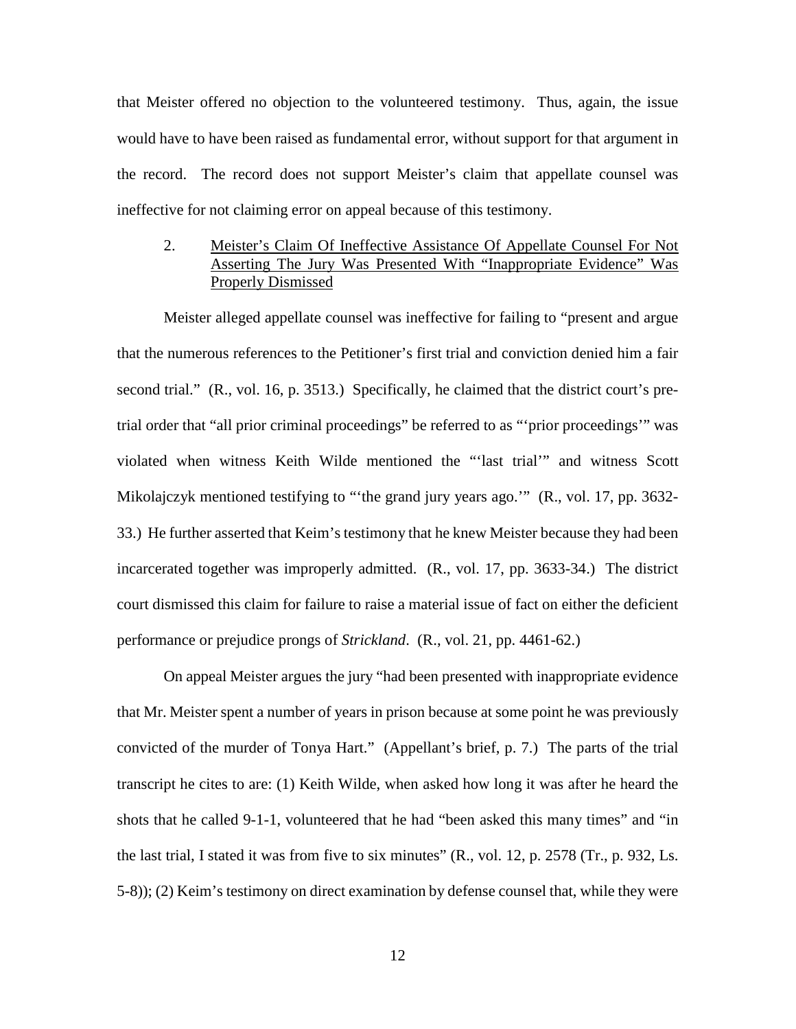that Meister offered no objection to the volunteered testimony. Thus, again, the issue would have to have been raised as fundamental error, without support for that argument in the record. The record does not support Meister's claim that appellate counsel was ineffective for not claiming error on appeal because of this testimony.

2. <u>Meister's Claim Of Ineffective Assistance Of Appellate Counsel For Not Asserting The Jury Was Presented With "Inappropriate Evidence" Was Properly Dismissed</u>

Meister alleged appellate counsel was ineffective for failing to "present and argue that the numerous references to the Petitioner's first trial and conviction denied him a fair second trial." (R., vol. 16, p. 3513.) Specifically, he claimed that the district court's pre-trial order that "all prior criminal proceedings" be referred to as "'prior proceedings'" was violated when witness Keith Wilde mentioned the "'last trial'" and witness Scott Mikolajczyk mentioned testifying to "'the grand jury years ago.'" (R., vol. 17, pp. 3632-33.) He further asserted that Keim's testimony that he knew Meister because they had been incarcerated together was improperly admitted. (R., vol. 17, pp. 3633-34.) The district court dismissed this claim for failure to raise a material issue of fact on either the deficient performance or prejudice prongs of *Strickland*. (R., vol. 21, pp. 4461-62.)

On appeal Meister argues the jury "had been presented with inappropriate evidence that Mr. Meister spent a number of years in prison because at some point he was previously convicted of the murder of Tonya Hart." (Appellant's brief, p. 7.) The parts of the trial transcript he cites to are: (1) Keith Wilde, when asked how long it was after he heard the shots that he called 9-1-1, volunteered that he had "been asked this many times" and "in the last trial, I stated it was from five to six minutes" (R., vol. 12, p. 2578 (Tr., p. 932, Ls. 5-8)); (2) Keim's testimony on direct examination by defense counsel that, while they were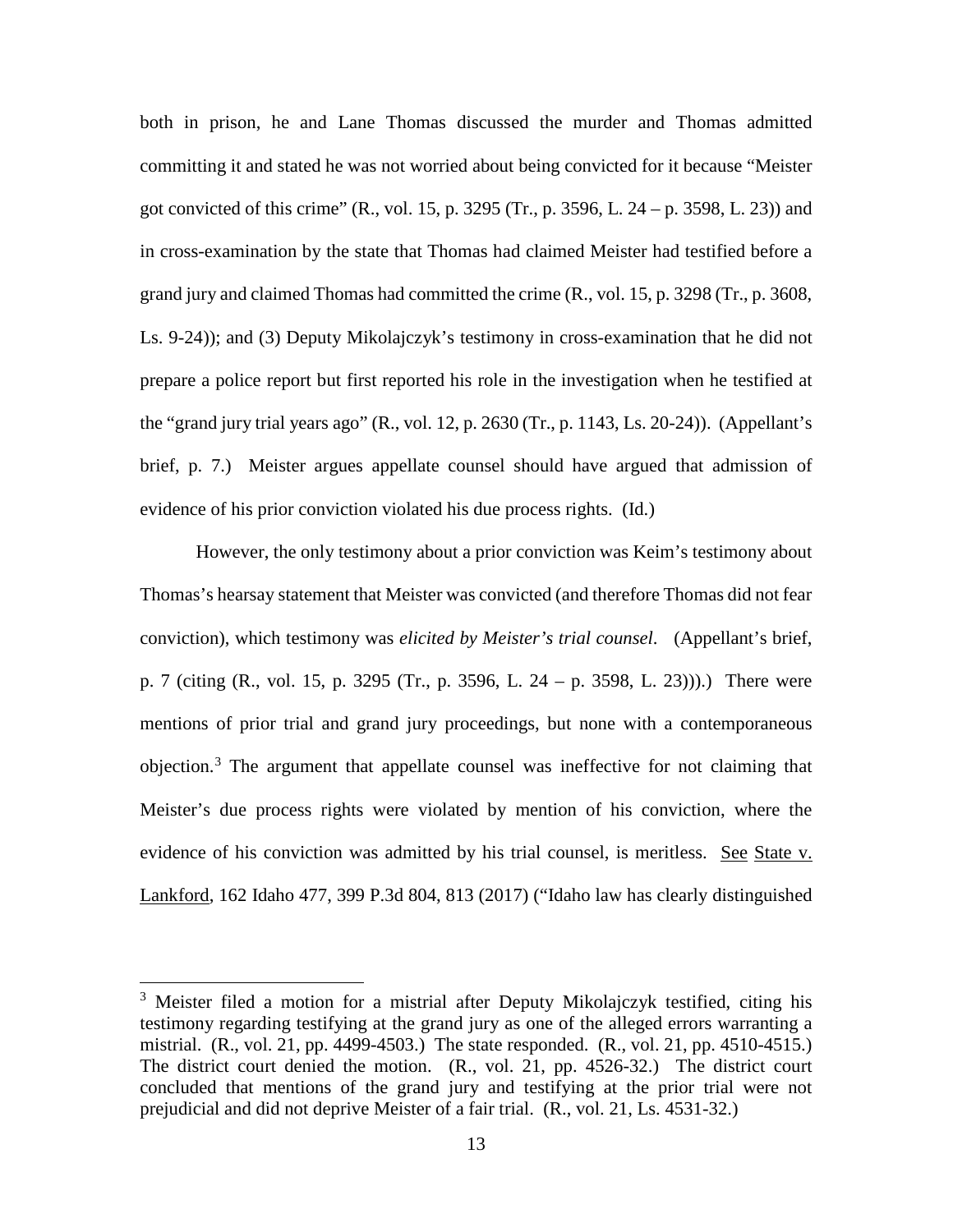both in prison, he and Lane Thomas discussed the murder and Thomas admitted committing it and stated he was not worried about being convicted for it because "Meister got convicted of this crime" (R., vol. 15, p. 3295 (Tr., p. 3596, L. 24 – p. 3598, L. 23)) and in cross-examination by the state that Thomas had claimed Meister had testified before a grand jury and claimed Thomas had committed the crime (R., vol. 15, p. 3298 (Tr., p. 3608, Ls. 9-24)); and (3) Deputy Mikolajczyk's testimony in cross-examination that he did not prepare a police report but first reported his role in the investigation when he testified at the "grand jury trial years ago" (R., vol. 12, p. 2630 (Tr., p. 1143, Ls. 20-24)). (Appellant's brief, p. 7.) Meister argues appellate counsel should have argued that admission of evidence of his prior conviction violated his due process rights. (Id.)

However, the only testimony about a prior conviction was Keim's testimony about Thomas's hearsay statement that Meister was convicted (and therefore Thomas did not fear conviction), which testimony was *elicited by Meister's trial counsel*. (Appellant's brief, p. 7 (citing (R., vol. 15, p. 3295 (Tr., p. 3596, L. 24 – p. 3598, L. 23))).) There were mentions of prior trial and grand jury proceedings, but none with a contemporaneous objection.[3] The argument that appellate counsel was ineffective for not claiming that Meister's due process rights were violated by mention of his conviction, where the evidence of his conviction was admitted by his trial counsel, is meritless. See State v. Lankford, 162 Idaho 477, 399 P.3d 804, 813 (2017) ("Idaho law has clearly distinguished

[3] Meister filed a motion for a mistrial after Deputy Mikolajczyk testified, citing his testimony regarding testifying at the grand jury as one of the alleged errors warranting a mistrial. (R., vol. 21, pp. 4499-4503.) The state responded. (R., vol. 21, pp. 4510-4515.) The district court denied the motion. (R., vol. 21, pp. 4526-32.) The district court concluded that mentions of the grand jury and testifying at the prior trial were not prejudicial and did not deprive Meister of a fair trial. (R., vol. 21, Ls. 4531-32.)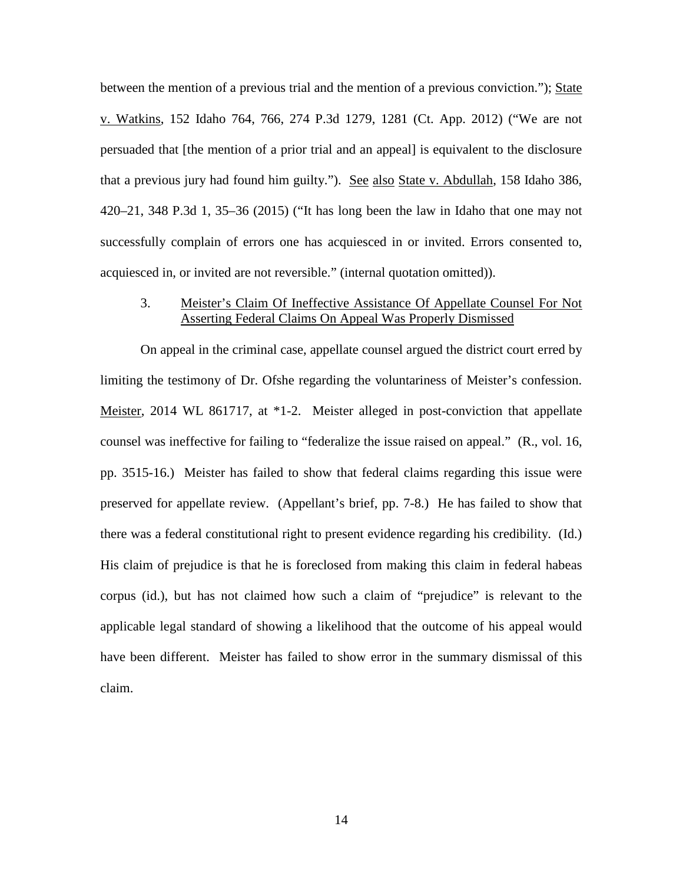between the mention of a previous trial and the mention of a previous conviction."); State v. Watkins, 152 Idaho 764, 766, 274 P.3d 1279, 1281 (Ct. App. 2012) ("We are not persuaded that [the mention of a prior trial and an appeal] is equivalent to the disclosure that a previous jury had found him guilty."). See also State v. Abdullah, 158 Idaho 386, 420–21, 348 P.3d 1, 35–36 (2015) ("It has long been the law in Idaho that one may not successfully complain of errors one has acquiesced in or invited. Errors consented to, acquiesced in, or invited are not reversible." (internal quotation omitted)).

### 3. Meister's Claim Of Ineffective Assistance Of Appellate Counsel For Not Asserting Federal Claims On Appeal Was Properly Dismissed

On appeal in the criminal case, appellate counsel argued the district court erred by limiting the testimony of Dr. Ofshe regarding the voluntariness of Meister's confession. Meister, 2014 WL 861717, at *1-2. Meister alleged in post-conviction that appellate counsel was ineffective for failing to "federalize the issue raised on appeal." (R., vol. 16, pp. 3515-16.) Meister has failed to show that federal claims regarding this issue were preserved for appellate review. (Appellant's brief, pp. 7-8.) He has failed to show that there was a federal constitutional right to present evidence regarding his credibility. (Id.) His claim of prejudice is that he is foreclosed from making this claim in federal habeas corpus (id.), but has not claimed how such a claim of "prejudice" is relevant to the applicable legal standard of showing a likelihood that the outcome of his appeal would have been different. Meister has failed to show error in the summary dismissal of this claim.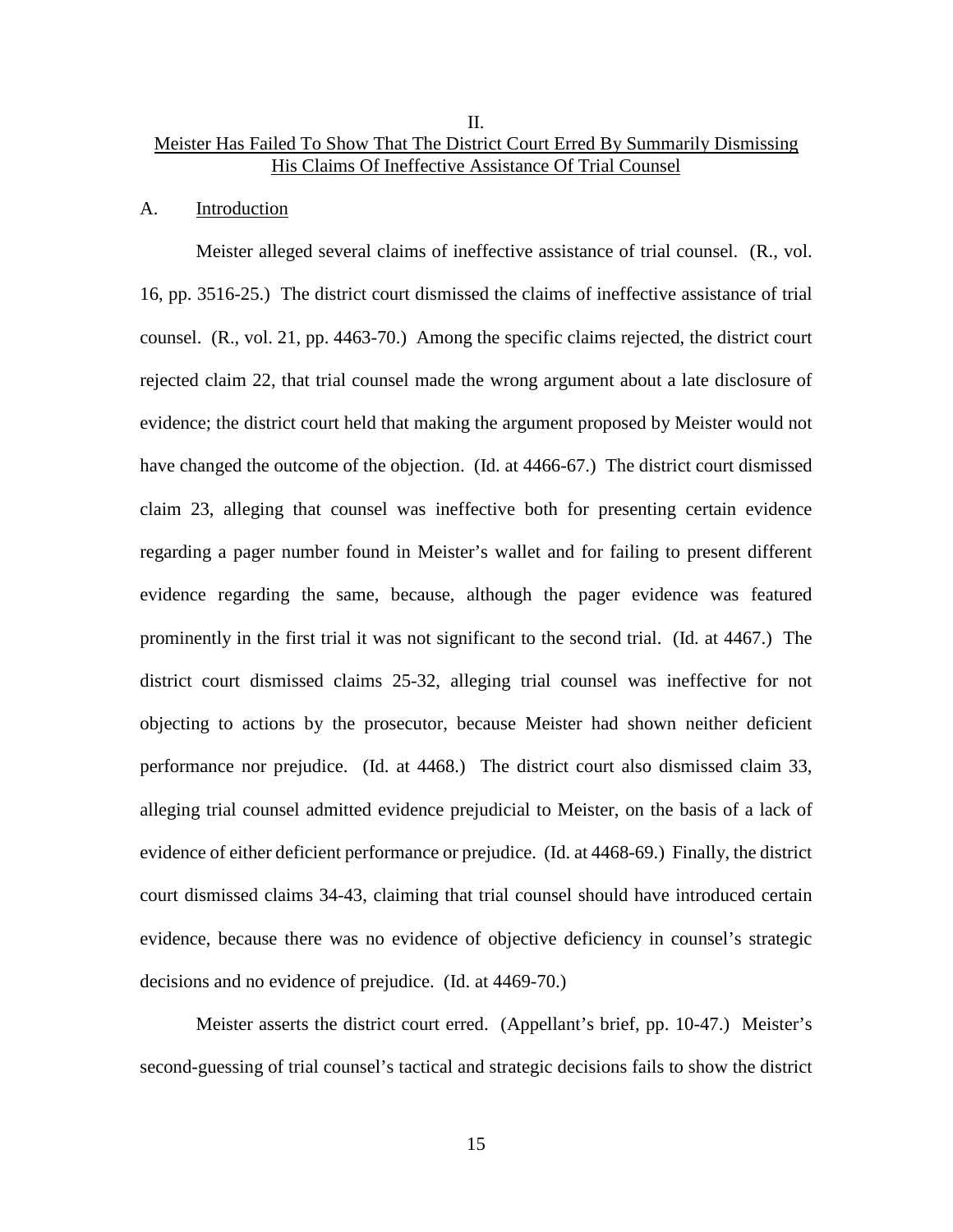## II.

## Meister Has Failed To Show That The District Court Erred By Summarily Dismissing His Claims Of Ineffective Assistance Of Trial Counsel

### A. Introduction

Meister alleged several claims of ineffective assistance of trial counsel. (R., vol. 16, pp. 3516-25.) The district court dismissed the claims of ineffective assistance of trial counsel. (R., vol. 21, pp. 4463-70.) Among the specific claims rejected, the district court rejected claim 22, that trial counsel made the wrong argument about a late disclosure of evidence; the district court held that making the argument proposed by Meister would not have changed the outcome of the objection. (Id. at 4466-67.) The district court dismissed claim 23, alleging that counsel was ineffective both for presenting certain evidence regarding a pager number found in Meister's wallet and for failing to present different evidence regarding the same, because, although the pager evidence was featured prominently in the first trial it was not significant to the second trial. (Id. at 4467.) The district court dismissed claims 25-32, alleging trial counsel was ineffective for not objecting to actions by the prosecutor, because Meister had shown neither deficient performance nor prejudice. (Id. at 4468.) The district court also dismissed claim 33, alleging trial counsel admitted evidence prejudicial to Meister, on the basis of a lack of evidence of either deficient performance or prejudice. (Id. at 4468-69.) Finally, the district court dismissed claims 34-43, claiming that trial counsel should have introduced certain evidence, because there was no evidence of objective deficiency in counsel's strategic decisions and no evidence of prejudice. (Id. at 4469-70.)

Meister asserts the district court erred. (Appellant's brief, pp. 10-47.) Meister's second-guessing of trial counsel's tactical and strategic decisions fails to show the district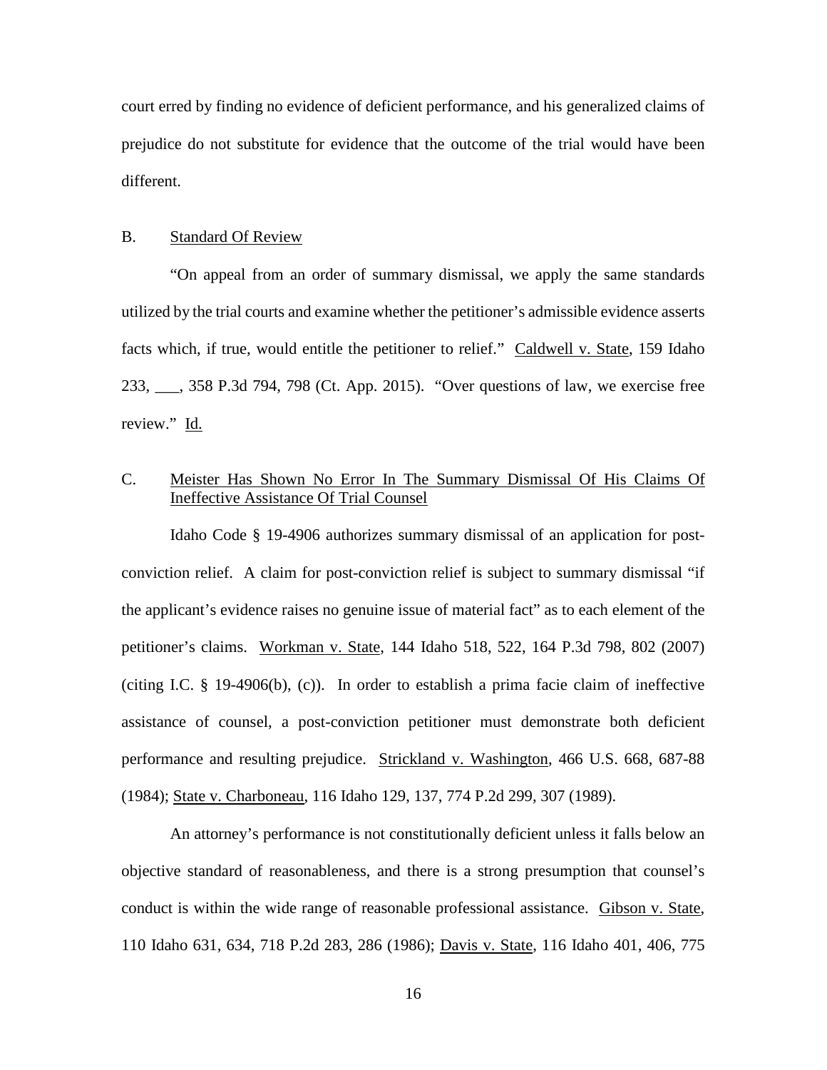court erred by finding no evidence of deficient performance, and his generalized claims of prejudice do not substitute for evidence that the outcome of the trial would have been different.

### B. Standard Of Review

"On appeal from an order of summary dismissal, we apply the same standards utilized by the trial courts and examine whether the petitioner's admissible evidence asserts facts which, if true, would entitle the petitioner to relief." Caldwell v. State, 159 Idaho 233, ___, 358 P.3d 794, 798 (Ct. App. 2015). "Over questions of law, we exercise free review." Id.

### C. Meister Has Shown No Error In The Summary Dismissal Of His Claims Of Ineffective Assistance Of Trial Counsel

Idaho Code § 19-4906 authorizes summary dismissal of an application for post-conviction relief. A claim for post-conviction relief is subject to summary dismissal "if the applicant's evidence raises no genuine issue of material fact" as to each element of the petitioner's claims. Workman v. State, 144 Idaho 518, 522, 164 P.3d 798, 802 (2007) (citing I.C. § 19-4906(b), (c)). In order to establish a prima facie claim of ineffective assistance of counsel, a post-conviction petitioner must demonstrate both deficient performance and resulting prejudice. Strickland v. Washington, 466 U.S. 668, 687-88 (1984); State v. Charboneau, 116 Idaho 129, 137, 774 P.2d 299, 307 (1989).

An attorney's performance is not constitutionally deficient unless it falls below an objective standard of reasonableness, and there is a strong presumption that counsel's conduct is within the wide range of reasonable professional assistance. Gibson v. State, 110 Idaho 631, 634, 718 P.2d 283, 286 (1986); Davis v. State, 116 Idaho 401, 406, 775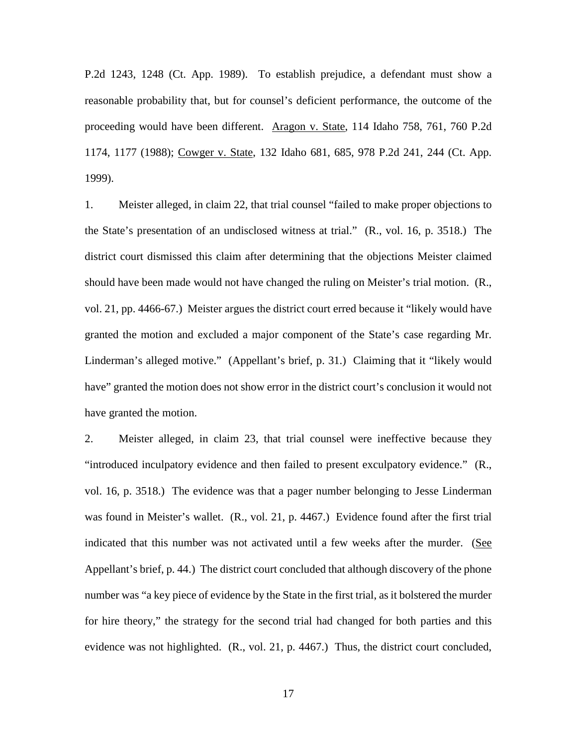P.2d 1243, 1248 (Ct. App. 1989). To establish prejudice, a defendant must show a reasonable probability that, but for counsel's deficient performance, the outcome of the proceeding would have been different. Aragon v. State, 114 Idaho 758, 761, 760 P.2d 1174, 1177 (1988); Cowger v. State, 132 Idaho 681, 685, 978 P.2d 241, 244 (Ct. App. 1999).

1. Meister alleged, in claim 22, that trial counsel "failed to make proper objections to the State's presentation of an undisclosed witness at trial." (R., vol. 16, p. 3518.) The district court dismissed this claim after determining that the objections Meister claimed should have been made would not have changed the ruling on Meister's trial motion. (R., vol. 21, pp. 4466-67.) Meister argues the district court erred because it "likely would have granted the motion and excluded a major component of the State's case regarding Mr. Linderman's alleged motive." (Appellant's brief, p. 31.) Claiming that it "likely would have" granted the motion does not show error in the district court's conclusion it would not have granted the motion.

2. Meister alleged, in claim 23, that trial counsel were ineffective because they "introduced inculpatory evidence and then failed to present exculpatory evidence." (R., vol. 16, p. 3518.) The evidence was that a pager number belonging to Jesse Linderman was found in Meister's wallet. (R., vol. 21, p. 4467.) Evidence found after the first trial indicated that this number was not activated until a few weeks after the murder. (See Appellant's brief, p. 44.) The district court concluded that although discovery of the phone number was "a key piece of evidence by the State in the first trial, as it bolstered the murder for hire theory," the strategy for the second trial had changed for both parties and this evidence was not highlighted. (R., vol. 21, p. 4467.) Thus, the district court concluded,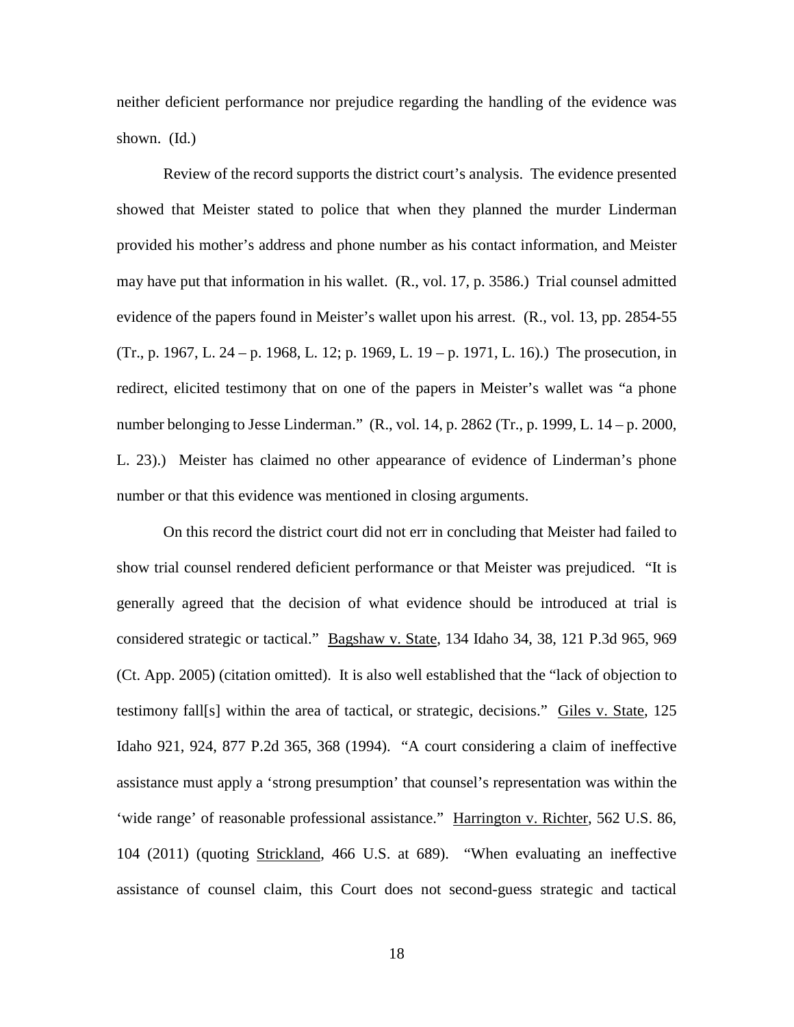neither deficient performance nor prejudice regarding the handling of the evidence was shown. (Id.)

Review of the record supports the district court's analysis. The evidence presented showed that Meister stated to police that when they planned the murder Linderman provided his mother's address and phone number as his contact information, and Meister may have put that information in his wallet. (R., vol. 17, p. 3586.) Trial counsel admitted evidence of the papers found in Meister's wallet upon his arrest. (R., vol. 13, pp. 2854-55 (Tr., p. 1967, L. 24 – p. 1968, L. 12; p. 1969, L. 19 – p. 1971, L. 16).) The prosecution, in redirect, elicited testimony that on one of the papers in Meister's wallet was "a phone number belonging to Jesse Linderman." (R., vol. 14, p. 2862 (Tr., p. 1999, L. 14 – p. 2000, L. 23).) Meister has claimed no other appearance of evidence of Linderman's phone number or that this evidence was mentioned in closing arguments.

On this record the district court did not err in concluding that Meister had failed to show trial counsel rendered deficient performance or that Meister was prejudiced. "It is generally agreed that the decision of what evidence should be introduced at trial is considered strategic or tactical." Bagshaw v. State, 134 Idaho 34, 38, 121 P.3d 965, 969 (Ct. App. 2005) (citation omitted). It is also well established that the "lack of objection to testimony fall[s] within the area of tactical, or strategic, decisions." Giles v. State, 125 Idaho 921, 924, 877 P.2d 365, 368 (1994). "A court considering a claim of ineffective assistance must apply a 'strong presumption' that counsel's representation was within the 'wide range' of reasonable professional assistance." Harrington v. Richter, 562 U.S. 86, 104 (2011) (quoting Strickland, 466 U.S. at 689). "When evaluating an ineffective assistance of counsel claim, this Court does not second-guess strategic and tactical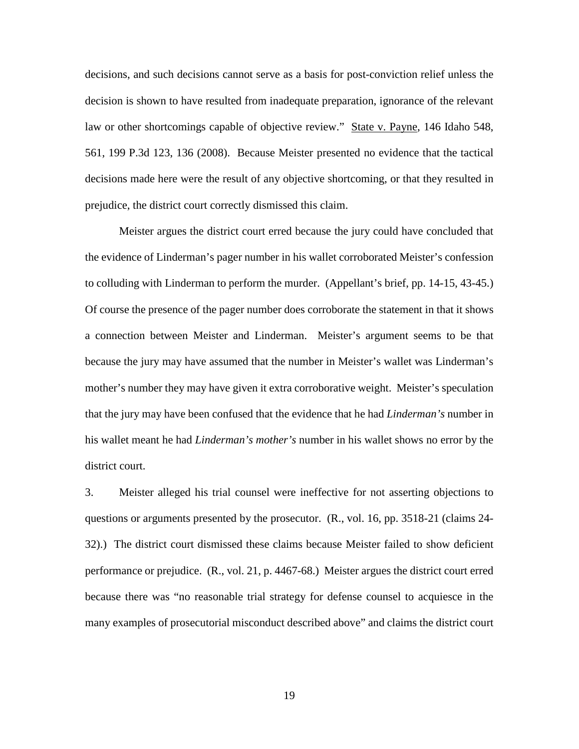decisions, and such decisions cannot serve as a basis for post-conviction relief unless the decision is shown to have resulted from inadequate preparation, ignorance of the relevant law or other shortcomings capable of objective review." State v. Payne, 146 Idaho 548, 561, 199 P.3d 123, 136 (2008). Because Meister presented no evidence that the tactical decisions made here were the result of any objective shortcoming, or that they resulted in prejudice, the district court correctly dismissed this claim.

Meister argues the district court erred because the jury could have concluded that the evidence of Linderman's pager number in his wallet corroborated Meister's confession to colluding with Linderman to perform the murder. (Appellant's brief, pp. 14-15, 43-45.) Of course the presence of the pager number does corroborate the statement in that it shows a connection between Meister and Linderman. Meister's argument seems to be that because the jury may have assumed that the number in Meister's wallet was Linderman's mother's number they may have given it extra corroborative weight. Meister's speculation that the jury may have been confused that the evidence that he had *Linderman's* number in his wallet meant he had *Linderman's mother's* number in his wallet shows no error by the district court.

3. Meister alleged his trial counsel were ineffective for not asserting objections to questions or arguments presented by the prosecutor. (R., vol. 16, pp. 3518-21 (claims 24-32).) The district court dismissed these claims because Meister failed to show deficient performance or prejudice. (R., vol. 21, p. 4467-68.) Meister argues the district court erred because there was "no reasonable trial strategy for defense counsel to acquiesce in the many examples of prosecutorial misconduct described above" and claims the district court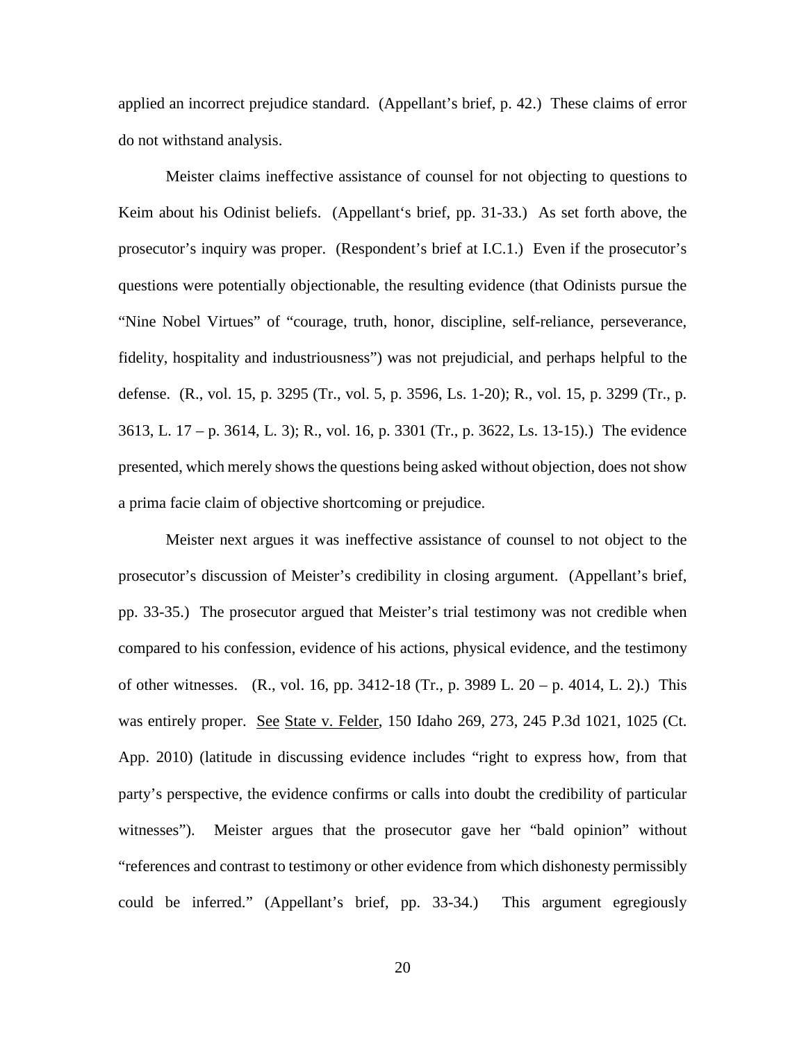applied an incorrect prejudice standard. (Appellant's brief, p. 42.) These claims of error do not withstand analysis.

Meister claims ineffective assistance of counsel for not objecting to questions to Keim about his Odinist beliefs. (Appellant's brief, pp. 31-33.) As set forth above, the prosecutor's inquiry was proper. (Respondent's brief at I.C.1.) Even if the prosecutor's questions were potentially objectionable, the resulting evidence (that Odinists pursue the "Nine Nobel Virtues" of "courage, truth, honor, discipline, self-reliance, perseverance, fidelity, hospitality and industriousness") was not prejudicial, and perhaps helpful to the defense. (R., vol. 15, p. 3295 (Tr., vol. 5, p. 3596, Ls. 1-20); R., vol. 15, p. 3299 (Tr., p. 3613, L. 17 – p. 3614, L. 3); R., vol. 16, p. 3301 (Tr., p. 3622, Ls. 13-15).) The evidence presented, which merely shows the questions being asked without objection, does not show a prima facie claim of objective shortcoming or prejudice.

Meister next argues it was ineffective assistance of counsel to not object to the prosecutor's discussion of Meister's credibility in closing argument. (Appellant's brief, pp. 33-35.) The prosecutor argued that Meister's trial testimony was not credible when compared to his confession, evidence of his actions, physical evidence, and the testimony of other witnesses. (R., vol. 16, pp. 3412-18 (Tr., p. 3989 L. 20 – p. 4014, L. 2).) This was entirely proper. See State v. Felder, 150 Idaho 269, 273, 245 P.3d 1021, 1025 (Ct. App. 2010) (latitude in discussing evidence includes "right to express how, from that party's perspective, the evidence confirms or calls into doubt the credibility of particular witnesses"). Meister argues that the prosecutor gave her "bald opinion" without "references and contrast to testimony or other evidence from which dishonesty permissibly could be inferred." (Appellant's brief, pp. 33-34.) This argument egregiously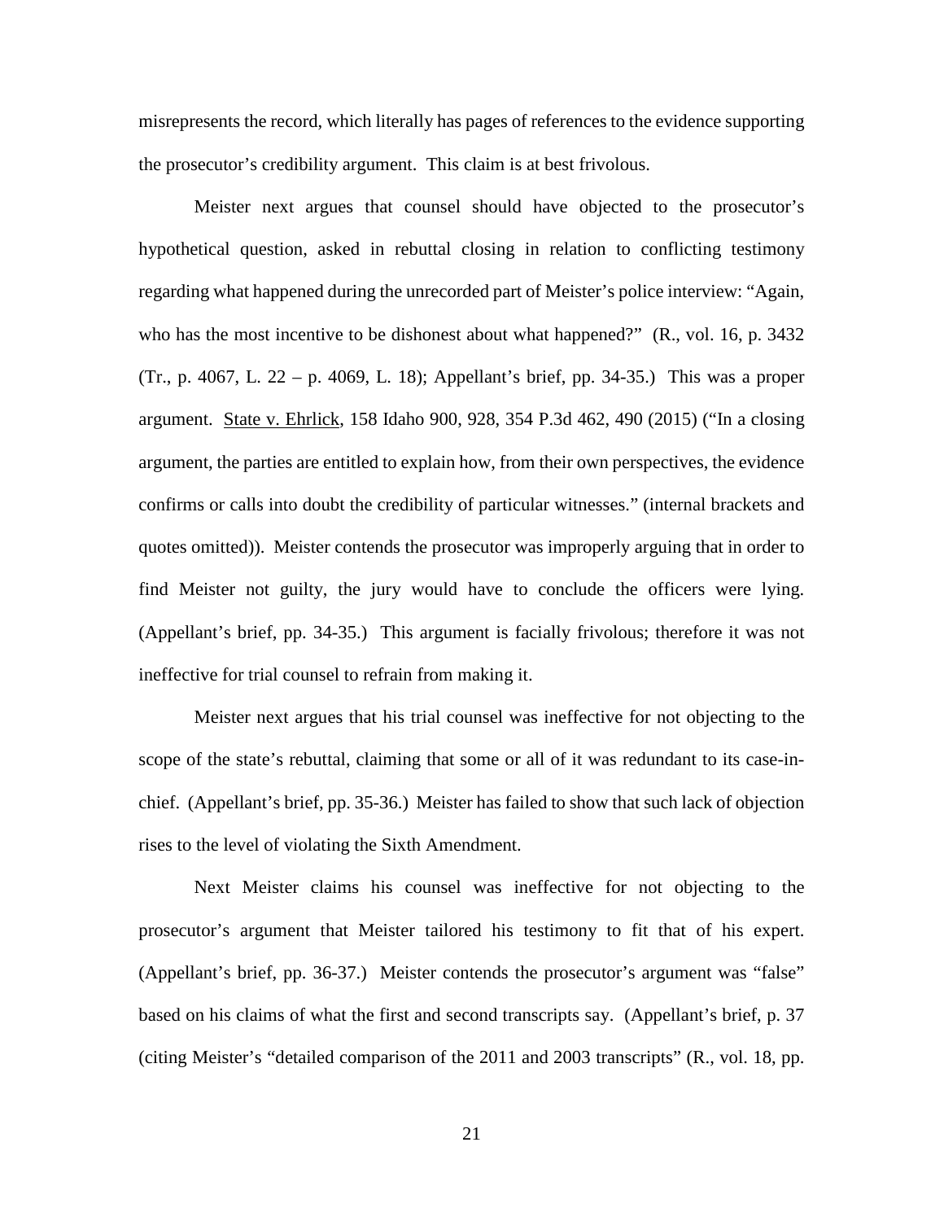misrepresents the record, which literally has pages of references to the evidence supporting the prosecutor's credibility argument. This claim is at best frivolous.

Meister next argues that counsel should have objected to the prosecutor's hypothetical question, asked in rebuttal closing in relation to conflicting testimony regarding what happened during the unrecorded part of Meister's police interview: "Again, who has the most incentive to be dishonest about what happened?" (R., vol. 16, p. 3432 (Tr., p. 4067, L. 22 – p. 4069, L. 18); Appellant's brief, pp. 34-35.) This was a proper argument. State v. Ehrlick, 158 Idaho 900, 928, 354 P.3d 462, 490 (2015) ("In a closing argument, the parties are entitled to explain how, from their own perspectives, the evidence confirms or calls into doubt the credibility of particular witnesses." (internal brackets and quotes omitted)). Meister contends the prosecutor was improperly arguing that in order to find Meister not guilty, the jury would have to conclude the officers were lying. (Appellant's brief, pp. 34-35.) This argument is facially frivolous; therefore it was not ineffective for trial counsel to refrain from making it.

Meister next argues that his trial counsel was ineffective for not objecting to the scope of the state's rebuttal, claiming that some or all of it was redundant to its case-in-chief. (Appellant's brief, pp. 35-36.) Meister has failed to show that such lack of objection rises to the level of violating the Sixth Amendment.

Next Meister claims his counsel was ineffective for not objecting to the prosecutor's argument that Meister tailored his testimony to fit that of his expert. (Appellant's brief, pp. 36-37.) Meister contends the prosecutor's argument was "false" based on his claims of what the first and second transcripts say. (Appellant's brief, p. 37 (citing Meister's "detailed comparison of the 2011 and 2003 transcripts" (R., vol. 18, pp.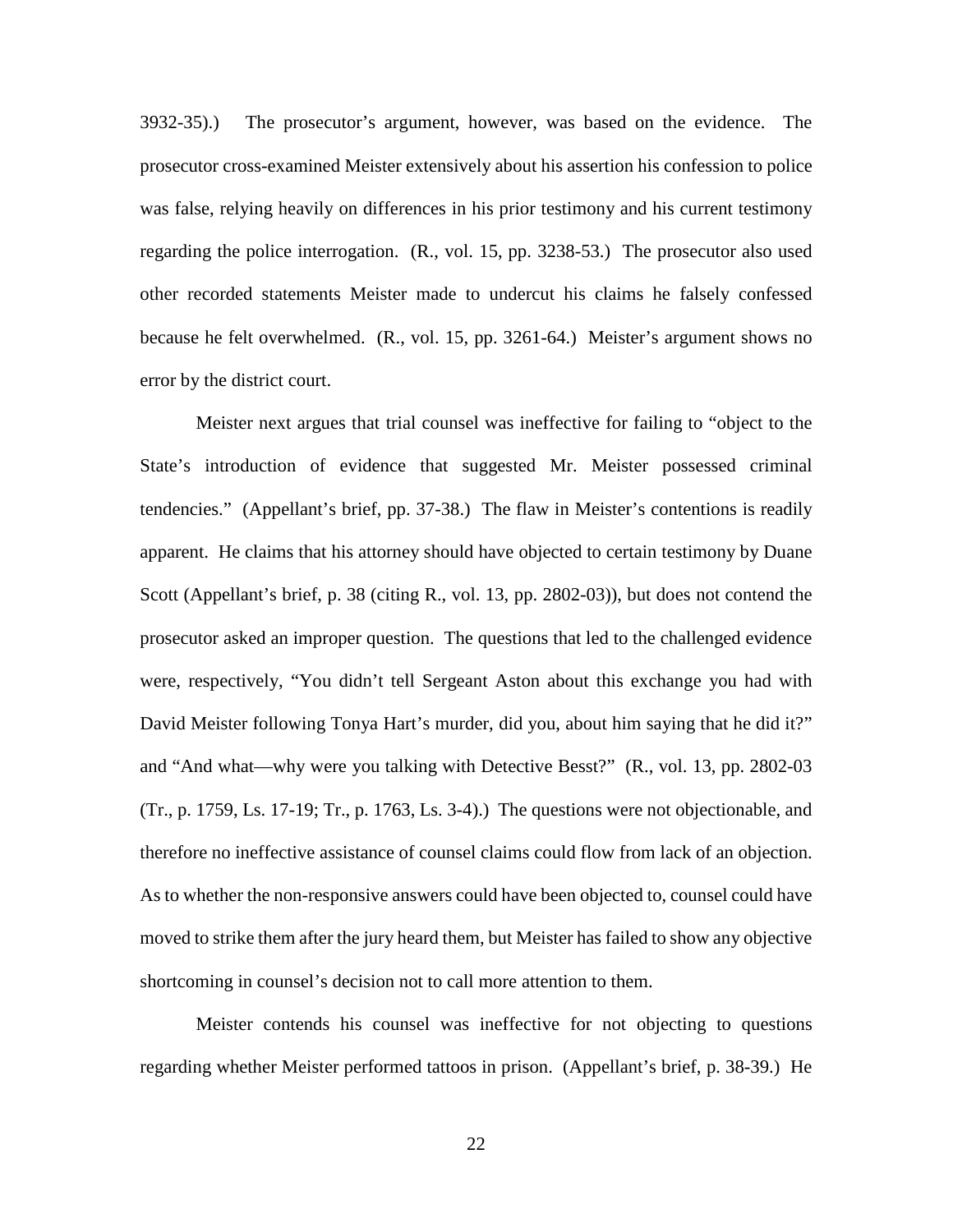3932-35).) The prosecutor's argument, however, was based on the evidence. The prosecutor cross-examined Meister extensively about his assertion his confession to police was false, relying heavily on differences in his prior testimony and his current testimony regarding the police interrogation. (R., vol. 15, pp. 3238-53.) The prosecutor also used other recorded statements Meister made to undercut his claims he falsely confessed because he felt overwhelmed. (R., vol. 15, pp. 3261-64.) Meister's argument shows no error by the district court.

Meister next argues that trial counsel was ineffective for failing to "object to the State's introduction of evidence that suggested Mr. Meister possessed criminal tendencies." (Appellant's brief, pp. 37-38.) The flaw in Meister's contentions is readily apparent. He claims that his attorney should have objected to certain testimony by Duane Scott (Appellant's brief, p. 38 (citing R., vol. 13, pp. 2802-03)), but does not contend the prosecutor asked an improper question. The questions that led to the challenged evidence were, respectively, "You didn't tell Sergeant Aston about this exchange you had with David Meister following Tonya Hart's murder, did you, about him saying that he did it?" and "And what—why were you talking with Detective Besst?" (R., vol. 13, pp. 2802-03 (Tr., p. 1759, Ls. 17-19; Tr., p. 1763, Ls. 3-4).) The questions were not objectionable, and therefore no ineffective assistance of counsel claims could flow from lack of an objection. As to whether the non-responsive answers could have been objected to, counsel could have moved to strike them after the jury heard them, but Meister has failed to show any objective shortcoming in counsel's decision not to call more attention to them.

Meister contends his counsel was ineffective for not objecting to questions regarding whether Meister performed tattoos in prison. (Appellant's brief, p. 38-39.) He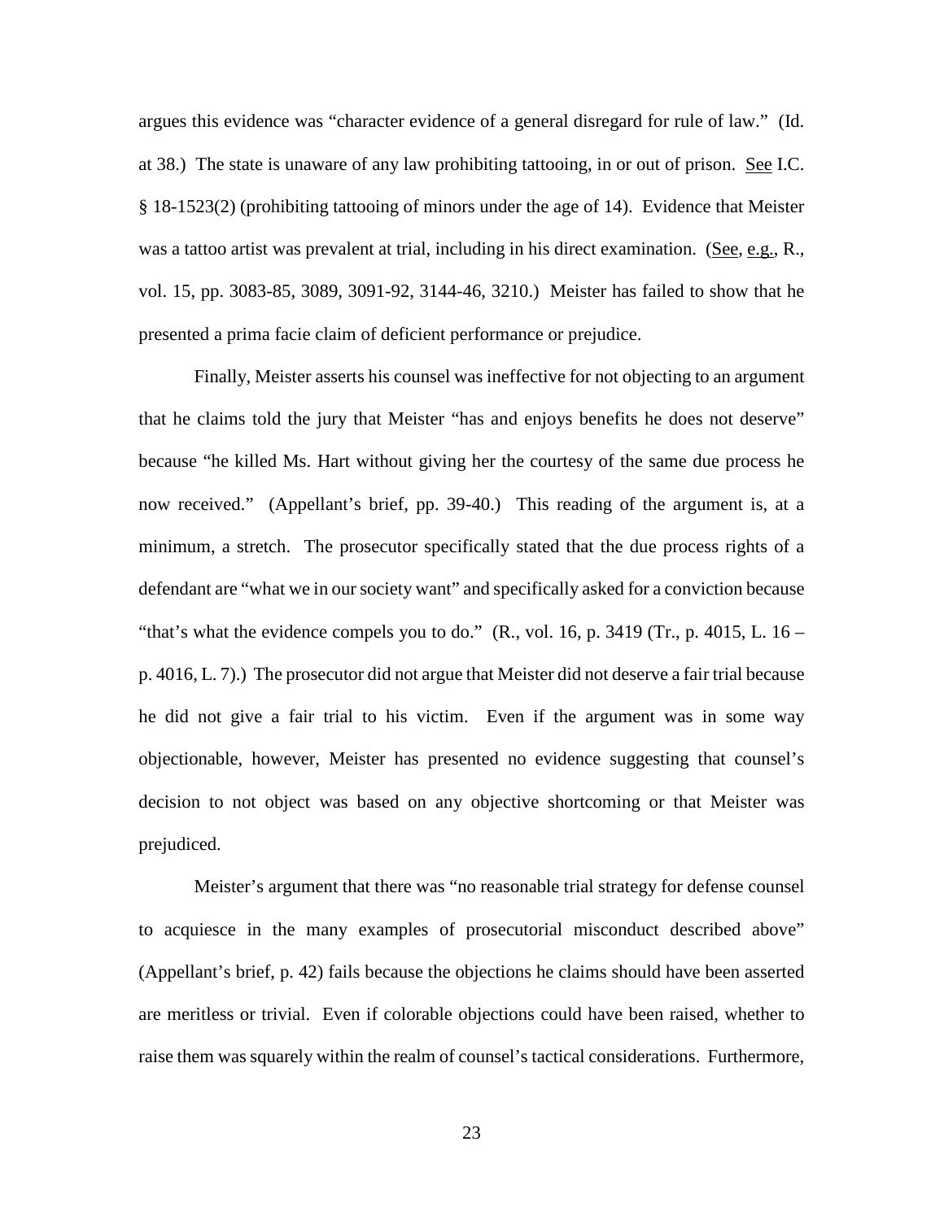argues this evidence was "character evidence of a general disregard for rule of law." (Id. at 38.) The state is unaware of any law prohibiting tattooing, in or out of prison. See I.C. § 18-1523(2) (prohibiting tattooing of minors under the age of 14). Evidence that Meister was a tattoo artist was prevalent at trial, including in his direct examination. (See, e.g., R., vol. 15, pp. 3083-85, 3089, 3091-92, 3144-46, 3210.) Meister has failed to show that he presented a prima facie claim of deficient performance or prejudice.

Finally, Meister asserts his counsel was ineffective for not objecting to an argument that he claims told the jury that Meister "has and enjoys benefits he does not deserve" because "he killed Ms. Hart without giving her the courtesy of the same due process he now received." (Appellant's brief, pp. 39-40.) This reading of the argument is, at a minimum, a stretch. The prosecutor specifically stated that the due process rights of a defendant are "what we in our society want" and specifically asked for a conviction because "that's what the evidence compels you to do." (R., vol. 16, p. 3419 (Tr., p. 4015, L. 16 – p. 4016, L. 7).) The prosecutor did not argue that Meister did not deserve a fair trial because he did not give a fair trial to his victim. Even if the argument was in some way objectionable, however, Meister has presented no evidence suggesting that counsel's decision to not object was based on any objective shortcoming or that Meister was prejudiced.

Meister's argument that there was "no reasonable trial strategy for defense counsel to acquiesce in the many examples of prosecutorial misconduct described above" (Appellant's brief, p. 42) fails because the objections he claims should have been asserted are meritless or trivial. Even if colorable objections could have been raised, whether to raise them was squarely within the realm of counsel's tactical considerations. Furthermore,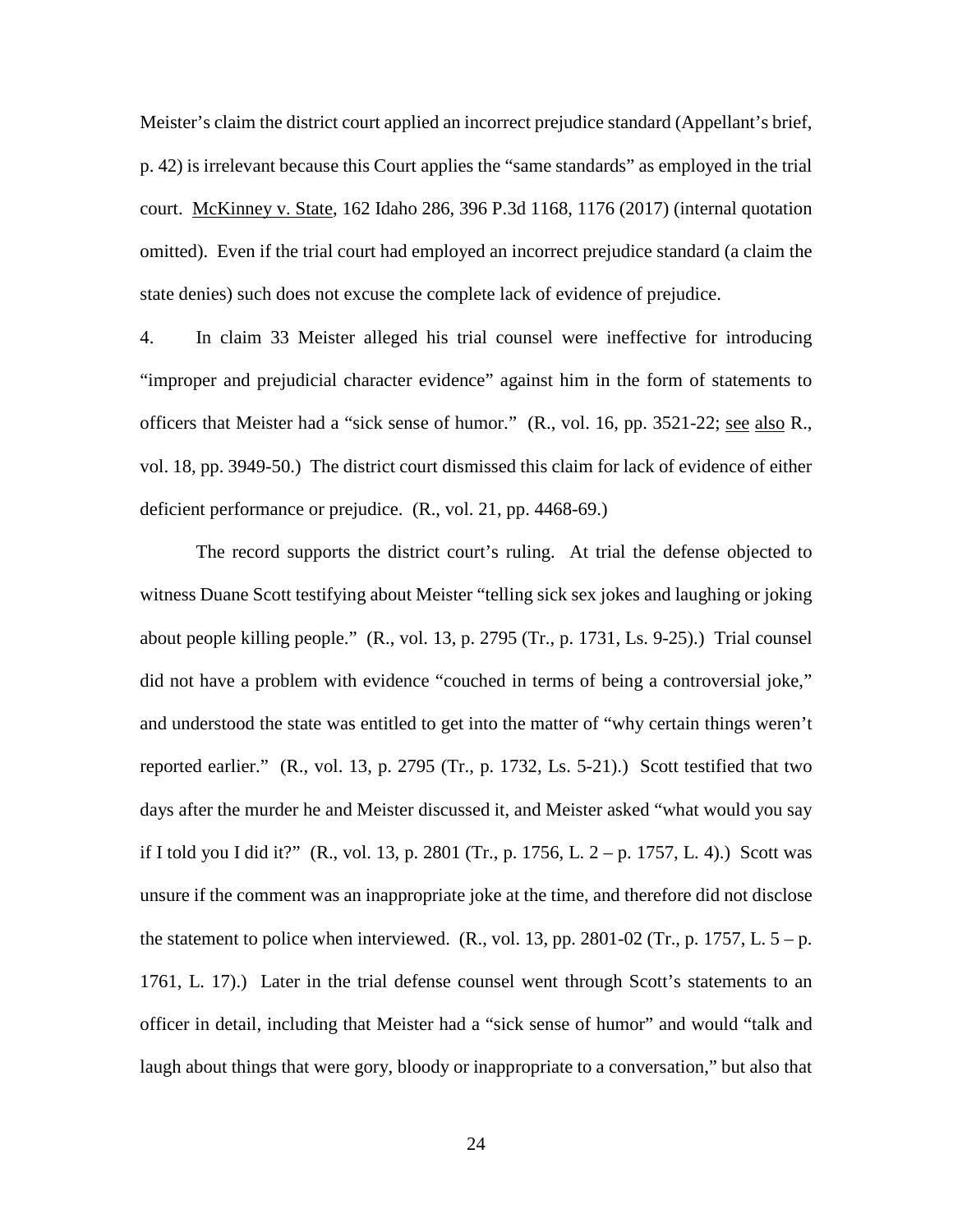Meister's claim the district court applied an incorrect prejudice standard (Appellant's brief, p. 42) is irrelevant because this Court applies the "same standards" as employed in the trial court. McKinney v. State, 162 Idaho 286, 396 P.3d 1168, 1176 (2017) (internal quotation omitted). Even if the trial court had employed an incorrect prejudice standard (a claim the state denies) such does not excuse the complete lack of evidence of prejudice.

4. In claim 33 Meister alleged his trial counsel were ineffective for introducing "improper and prejudicial character evidence" against him in the form of statements to officers that Meister had a "sick sense of humor." (R., vol. 16, pp. 3521-22; see also R., vol. 18, pp. 3949-50.) The district court dismissed this claim for lack of evidence of either deficient performance or prejudice. (R., vol. 21, pp. 4468-69.)

The record supports the district court's ruling. At trial the defense objected to witness Duane Scott testifying about Meister "telling sick sex jokes and laughing or joking about people killing people." (R., vol. 13, p. 2795 (Tr., p. 1731, Ls. 9-25).) Trial counsel did not have a problem with evidence "couched in terms of being a controversial joke," and understood the state was entitled to get into the matter of "why certain things weren't reported earlier." (R., vol. 13, p. 2795 (Tr., p. 1732, Ls. 5-21).) Scott testified that two days after the murder he and Meister discussed it, and Meister asked "what would you say if I told you I did it?" (R., vol. 13, p. 2801 (Tr., p. 1756, L. 2 – p. 1757, L. 4).) Scott was unsure if the comment was an inappropriate joke at the time, and therefore did not disclose the statement to police when interviewed. (R., vol. 13, pp. 2801-02 (Tr., p. 1757, L. 5 – p. 1761, L. 17).) Later in the trial defense counsel went through Scott's statements to an officer in detail, including that Meister had a "sick sense of humor" and would "talk and laugh about things that were gory, bloody or inappropriate to a conversation," but also that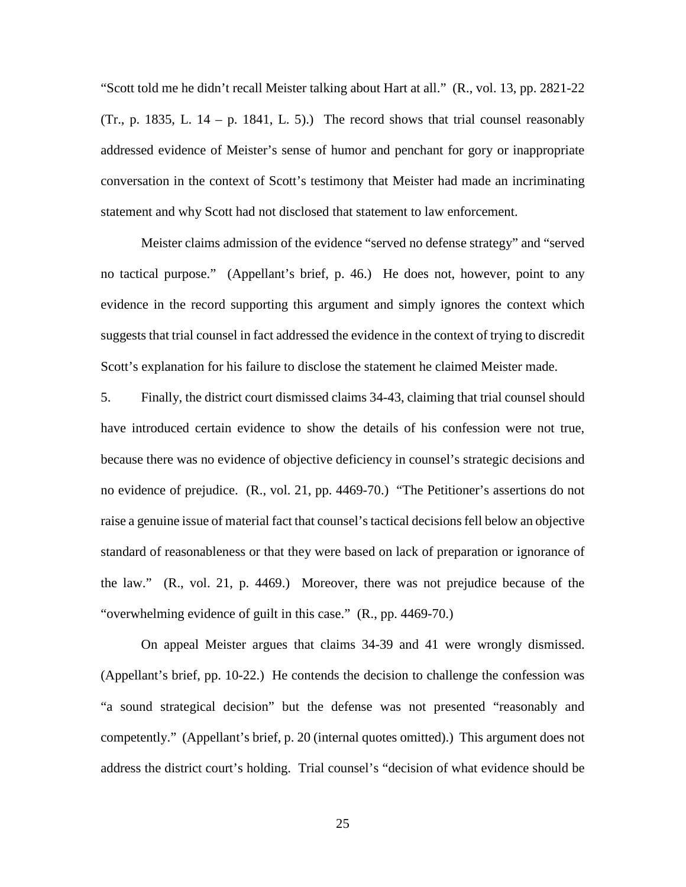"Scott told me he didn't recall Meister talking about Hart at all." (R., vol. 13, pp. 2821-22 (Tr., p. 1835, L. 14 – p. 1841, L. 5).) The record shows that trial counsel reasonably addressed evidence of Meister's sense of humor and penchant for gory or inappropriate conversation in the context of Scott's testimony that Meister had made an incriminating statement and why Scott had not disclosed that statement to law enforcement.

Meister claims admission of the evidence "served no defense strategy" and "served no tactical purpose." (Appellant's brief, p. 46.) He does not, however, point to any evidence in the record supporting this argument and simply ignores the context which suggests that trial counsel in fact addressed the evidence in the context of trying to discredit Scott's explanation for his failure to disclose the statement he claimed Meister made.

5. Finally, the district court dismissed claims 34-43, claiming that trial counsel should have introduced certain evidence to show the details of his confession were not true, because there was no evidence of objective deficiency in counsel's strategic decisions and no evidence of prejudice. (R., vol. 21, pp. 4469-70.) "The Petitioner's assertions do not raise a genuine issue of material fact that counsel's tactical decisions fell below an objective standard of reasonableness or that they were based on lack of preparation or ignorance of the law." (R., vol. 21, p. 4469.) Moreover, there was not prejudice because of the "overwhelming evidence of guilt in this case." (R., pp. 4469-70.)

On appeal Meister argues that claims 34-39 and 41 were wrongly dismissed. (Appellant's brief, pp. 10-22.) He contends the decision to challenge the confession was "a sound strategical decision" but the defense was not presented "reasonably and competently." (Appellant's brief, p. 20 (internal quotes omitted).) This argument does not address the district court's holding. Trial counsel's "decision of what evidence should be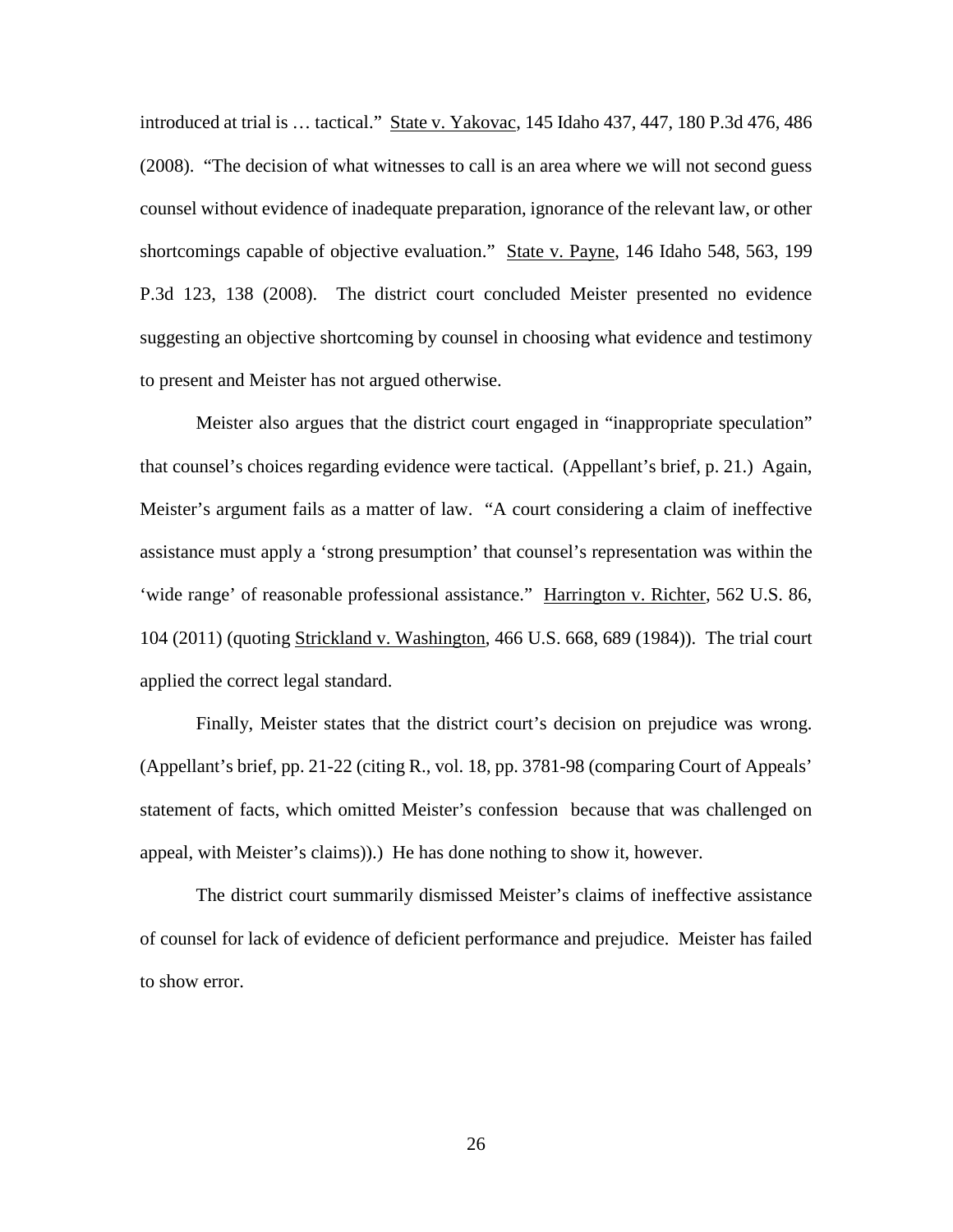introduced at trial is … tactical." State v. Yakovac, 145 Idaho 437, 447, 180 P.3d 476, 486 (2008). "The decision of what witnesses to call is an area where we will not second guess counsel without evidence of inadequate preparation, ignorance of the relevant law, or other shortcomings capable of objective evaluation." State v. Payne, 146 Idaho 548, 563, 199 P.3d 123, 138 (2008). The district court concluded Meister presented no evidence suggesting an objective shortcoming by counsel in choosing what evidence and testimony to present and Meister has not argued otherwise.

Meister also argues that the district court engaged in "inappropriate speculation" that counsel's choices regarding evidence were tactical. (Appellant's brief, p. 21.) Again, Meister's argument fails as a matter of law. "A court considering a claim of ineffective assistance must apply a 'strong presumption' that counsel's representation was within the 'wide range' of reasonable professional assistance." Harrington v. Richter, 562 U.S. 86, 104 (2011) (quoting Strickland v. Washington, 466 U.S. 668, 689 (1984)). The trial court applied the correct legal standard.

Finally, Meister states that the district court's decision on prejudice was wrong. (Appellant's brief, pp. 21-22 (citing R., vol. 18, pp. 3781-98 (comparing Court of Appeals' statement of facts, which omitted Meister's confession because that was challenged on appeal, with Meister's claims)).) He has done nothing to show it, however.

The district court summarily dismissed Meister's claims of ineffective assistance of counsel for lack of evidence of deficient performance and prejudice. Meister has failed to show error.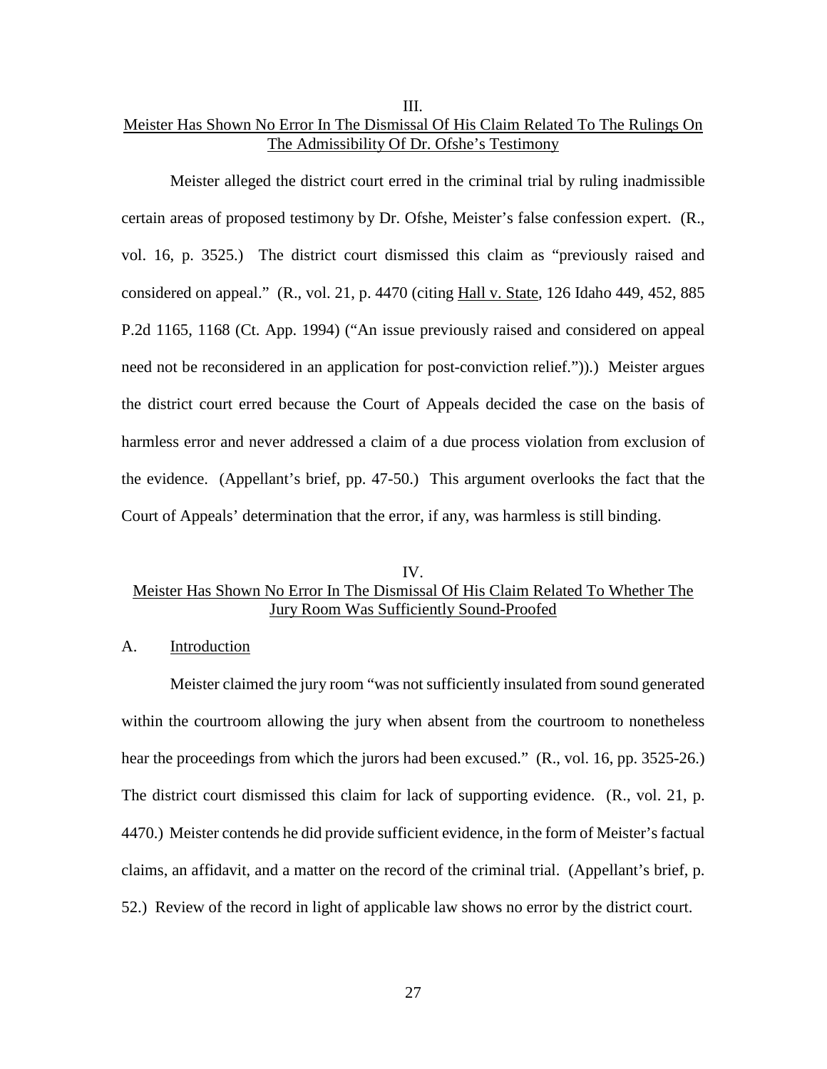## III.

## <u>Meister Has Shown No Error In The Dismissal Of His Claim Related To The Rulings On The Admissibility Of Dr. Ofshe's Testimony</u>

Meister alleged the district court erred in the criminal trial by ruling inadmissible certain areas of proposed testimony by Dr. Ofshe, Meister's false confession expert. (R., vol. 16, p. 3525.) The district court dismissed this claim as "previously raised and considered on appeal." (R., vol. 21, p. 4470 (citing <u>Hall v. State</u>, 126 Idaho 449, 452, 885 P.2d 1165, 1168 (Ct. App. 1994) ("An issue previously raised and considered on appeal need not be reconsidered in an application for post-conviction relief.")).) Meister argues the district court erred because the Court of Appeals decided the case on the basis of harmless error and never addressed a claim of a due process violation from exclusion of the evidence. (Appellant's brief, pp. 47-50.) This argument overlooks the fact that the Court of Appeals' determination that the error, if any, was harmless is still binding.

## IV.

## <u>Meister Has Shown No Error In The Dismissal Of His Claim Related To Whether The Jury Room Was Sufficiently Sound-Proofed</u>

### A. <u>Introduction</u>

Meister claimed the jury room "was not sufficiently insulated from sound generated within the courtroom allowing the jury when absent from the courtroom to nonetheless hear the proceedings from which the jurors had been excused." (R., vol. 16, pp. 3525-26.) The district court dismissed this claim for lack of supporting evidence. (R., vol. 21, p. 4470.) Meister contends he did provide sufficient evidence, in the form of Meister's factual claims, an affidavit, and a matter on the record of the criminal trial. (Appellant's brief, p. 52.) Review of the record in light of applicable law shows no error by the district court.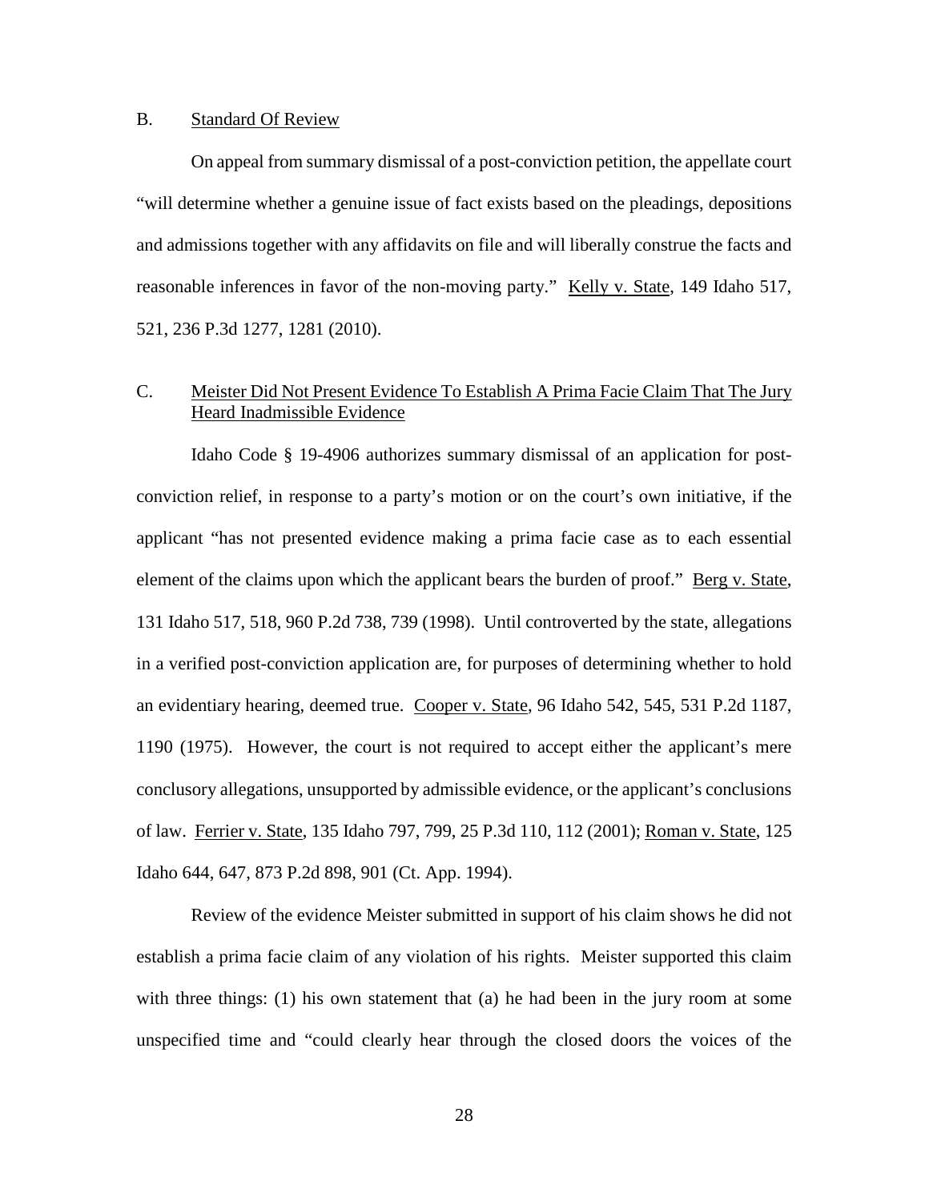### B. Standard Of Review

On appeal from summary dismissal of a post-conviction petition, the appellate court "will determine whether a genuine issue of fact exists based on the pleadings, depositions and admissions together with any affidavits on file and will liberally construe the facts and reasonable inferences in favor of the non-moving party." Kelly v. State, 149 Idaho 517, 521, 236 P.3d 1277, 1281 (2010).

### C. Meister Did Not Present Evidence To Establish A Prima Facie Claim That The Jury Heard Inadmissible Evidence

Idaho Code § 19-4906 authorizes summary dismissal of an application for post-conviction relief, in response to a party's motion or on the court's own initiative, if the applicant "has not presented evidence making a prima facie case as to each essential element of the claims upon which the applicant bears the burden of proof." Berg v. State, 131 Idaho 517, 518, 960 P.2d 738, 739 (1998). Until controverted by the state, allegations in a verified post-conviction application are, for purposes of determining whether to hold an evidentiary hearing, deemed true. Cooper v. State, 96 Idaho 542, 545, 531 P.2d 1187, 1190 (1975). However, the court is not required to accept either the applicant's mere conclusory allegations, unsupported by admissible evidence, or the applicant's conclusions of law. Ferrier v. State, 135 Idaho 797, 799, 25 P.3d 110, 112 (2001); Roman v. State, 125 Idaho 644, 647, 873 P.2d 898, 901 (Ct. App. 1994).

Review of the evidence Meister submitted in support of his claim shows he did not establish a prima facie claim of any violation of his rights. Meister supported this claim with three things: (1) his own statement that (a) he had been in the jury room at some unspecified time and "could clearly hear through the closed doors the voices of the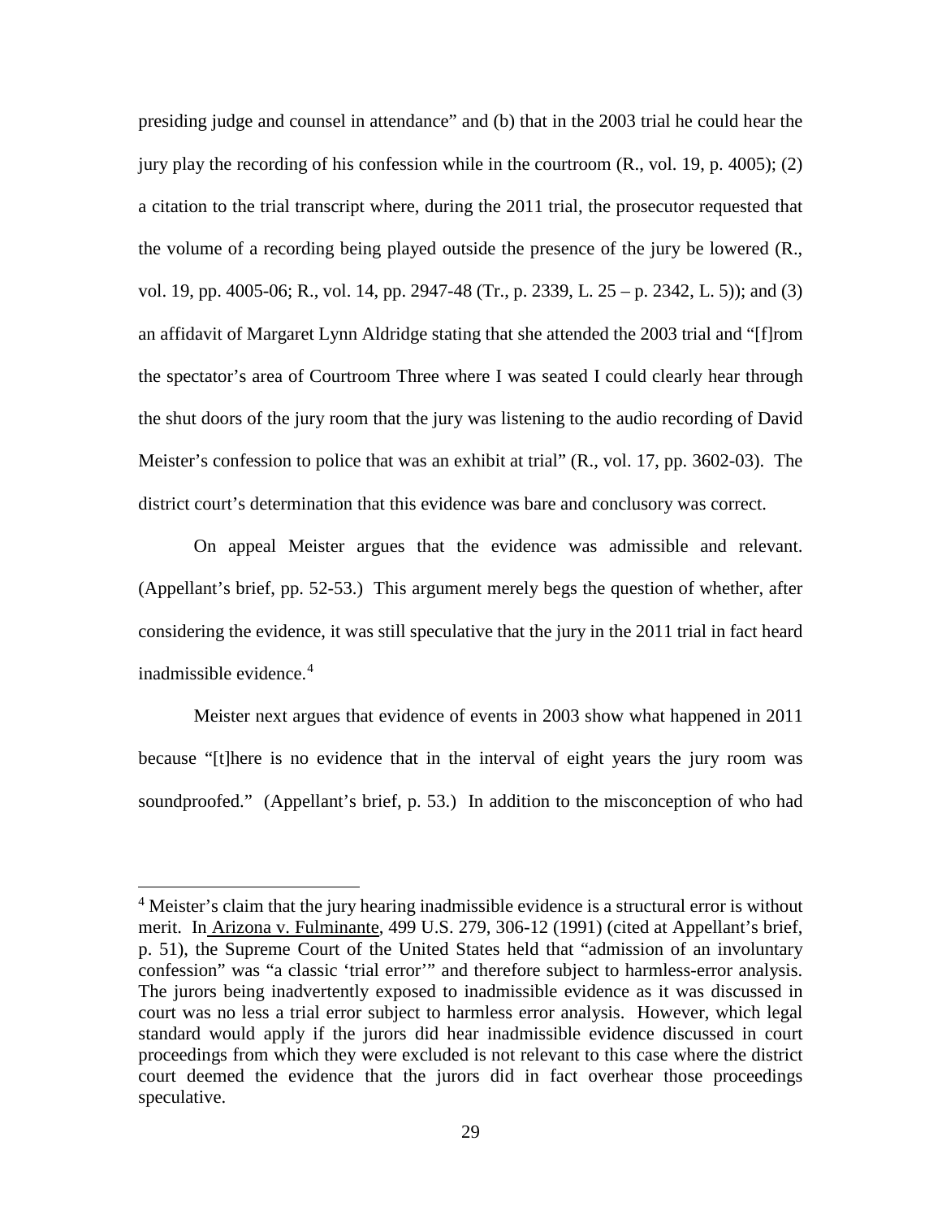presiding judge and counsel in attendance" and (b) that in the 2003 trial he could hear the jury play the recording of his confession while in the courtroom (R., vol. 19, p. 4005); (2) a citation to the trial transcript where, during the 2011 trial, the prosecutor requested that the volume of a recording being played outside the presence of the jury be lowered (R., vol. 19, pp. 4005-06; R., vol. 14, pp. 2947-48 (Tr., p. 2339, L. 25 – p. 2342, L. 5)); and (3) an affidavit of Margaret Lynn Aldridge stating that she attended the 2003 trial and "[f]rom the spectator's area of Courtroom Three where I was seated I could clearly hear through the shut doors of the jury room that the jury was listening to the audio recording of David Meister's confession to police that was an exhibit at trial" (R., vol. 17, pp. 3602-03). The district court's determination that this evidence was bare and conclusory was correct.

On appeal Meister argues that the evidence was admissible and relevant. (Appellant's brief, pp. 52-53.) This argument merely begs the question of whether, after considering the evidence, it was still speculative that the jury in the 2011 trial in fact heard inadmissible evidence.[4]

Meister next argues that evidence of events in 2003 show what happened in 2011 because "[t]here is no evidence that in the interval of eight years the jury room was soundproofed." (Appellant's brief, p. 53.) In addition to the misconception of who had

---

[4] Meister's claim that the jury hearing inadmissible evidence is a structural error is without merit. In Arizona v. Fulminante, 499 U.S. 279, 306-12 (1991) (cited at Appellant's brief, p. 51), the Supreme Court of the United States held that "admission of an involuntary confession" was "a classic 'trial error'" and therefore subject to harmless-error analysis. The jurors being inadvertently exposed to inadmissible evidence as it was discussed in court was no less a trial error subject to harmless error analysis. However, which legal standard would apply if the jurors did hear inadmissible evidence discussed in court proceedings from which they were excluded is not relevant to this case where the district court deemed the evidence that the jurors did in fact overhear those proceedings speculative.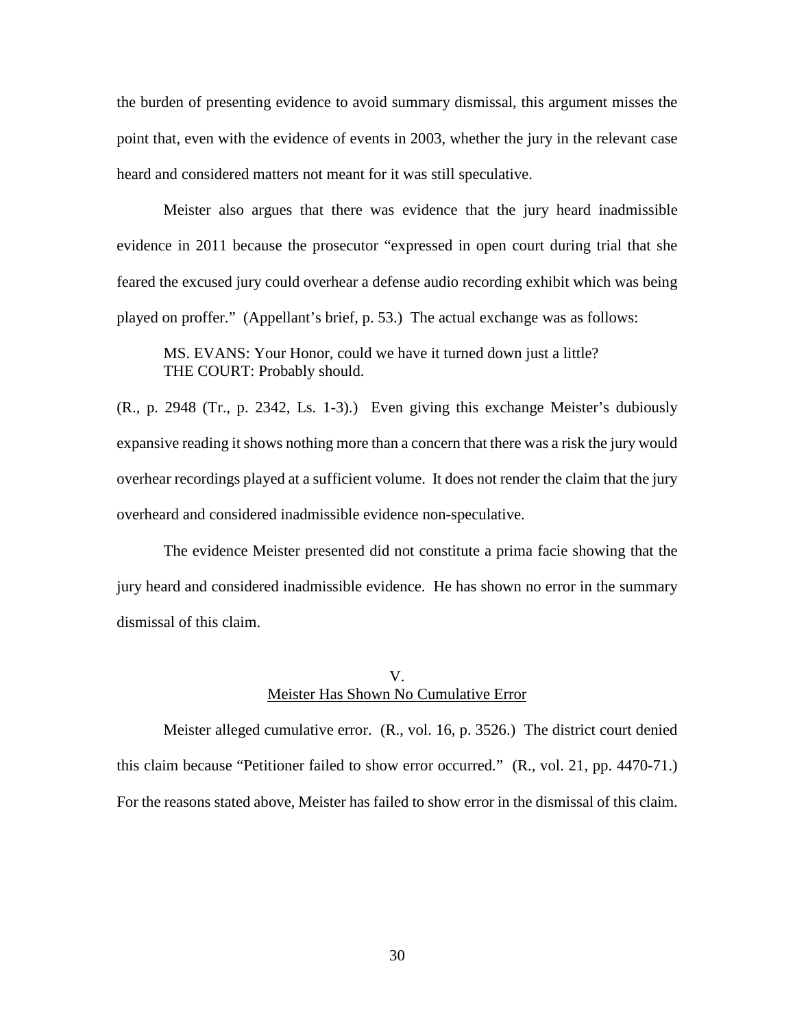the burden of presenting evidence to avoid summary dismissal, this argument misses the point that, even with the evidence of events in 2003, whether the jury in the relevant case heard and considered matters not meant for it was still speculative.

Meister also argues that there was evidence that the jury heard inadmissible evidence in 2011 because the prosecutor "expressed in open court during trial that she feared the excused jury could overhear a defense audio recording exhibit which was being played on proffer." (Appellant's brief, p. 53.) The actual exchange was as follows:

> MS. EVANS: Your Honor, could we have it turned down just a little?
> THE COURT: Probably should.

(R., p. 2948 (Tr., p. 2342, Ls. 1-3).) Even giving this exchange Meister's dubiously expansive reading it shows nothing more than a concern that there was a risk the jury would overhear recordings played at a sufficient volume. It does not render the claim that the jury overheard and considered inadmissible evidence non-speculative.

The evidence Meister presented did not constitute a prima facie showing that the jury heard and considered inadmissible evidence. He has shown no error in the summary dismissal of this claim.

## V.
## Meister Has Shown No Cumulative Error

Meister alleged cumulative error. (R., vol. 16, p. 3526.) The district court denied this claim because "Petitioner failed to show error occurred." (R., vol. 21, pp. 4470-71.) For the reasons stated above, Meister has failed to show error in the dismissal of this claim.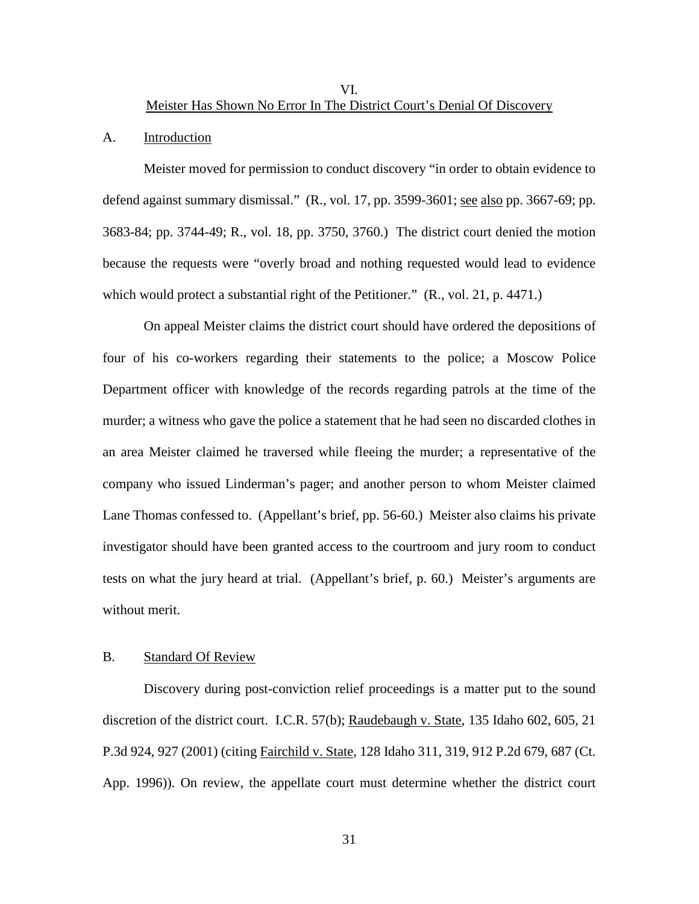## VI.
## Meister Has Shown No Error In The District Court's Denial Of Discovery

### A. Introduction

Meister moved for permission to conduct discovery "in order to obtain evidence to defend against summary dismissal." (R., vol. 17, pp. 3599-3601; see also pp. 3667-69; pp. 3683-84; pp. 3744-49; R., vol. 18, pp. 3750, 3760.) The district court denied the motion because the requests were "overly broad and nothing requested would lead to evidence which would protect a substantial right of the Petitioner." (R., vol. 21, p. 4471.)

On appeal Meister claims the district court should have ordered the depositions of four of his co-workers regarding their statements to the police; a Moscow Police Department officer with knowledge of the records regarding patrols at the time of the murder; a witness who gave the police a statement that he had seen no discarded clothes in an area Meister claimed he traversed while fleeing the murder; a representative of the company who issued Linderman's pager; and another person to whom Meister claimed Lane Thomas confessed to. (Appellant's brief, pp. 56-60.) Meister also claims his private investigator should have been granted access to the courtroom and jury room to conduct tests on what the jury heard at trial. (Appellant's brief, p. 60.) Meister's arguments are without merit.

### B. Standard Of Review

Discovery during post-conviction relief proceedings is a matter put to the sound discretion of the district court. I.C.R. 57(b); Raudebaugh v. State, 135 Idaho 602, 605, 21 P.3d 924, 927 (2001) (citing Fairchild v. State, 128 Idaho 311, 319, 912 P.2d 679, 687 (Ct. App. 1996)). On review, the appellate court must determine whether the district court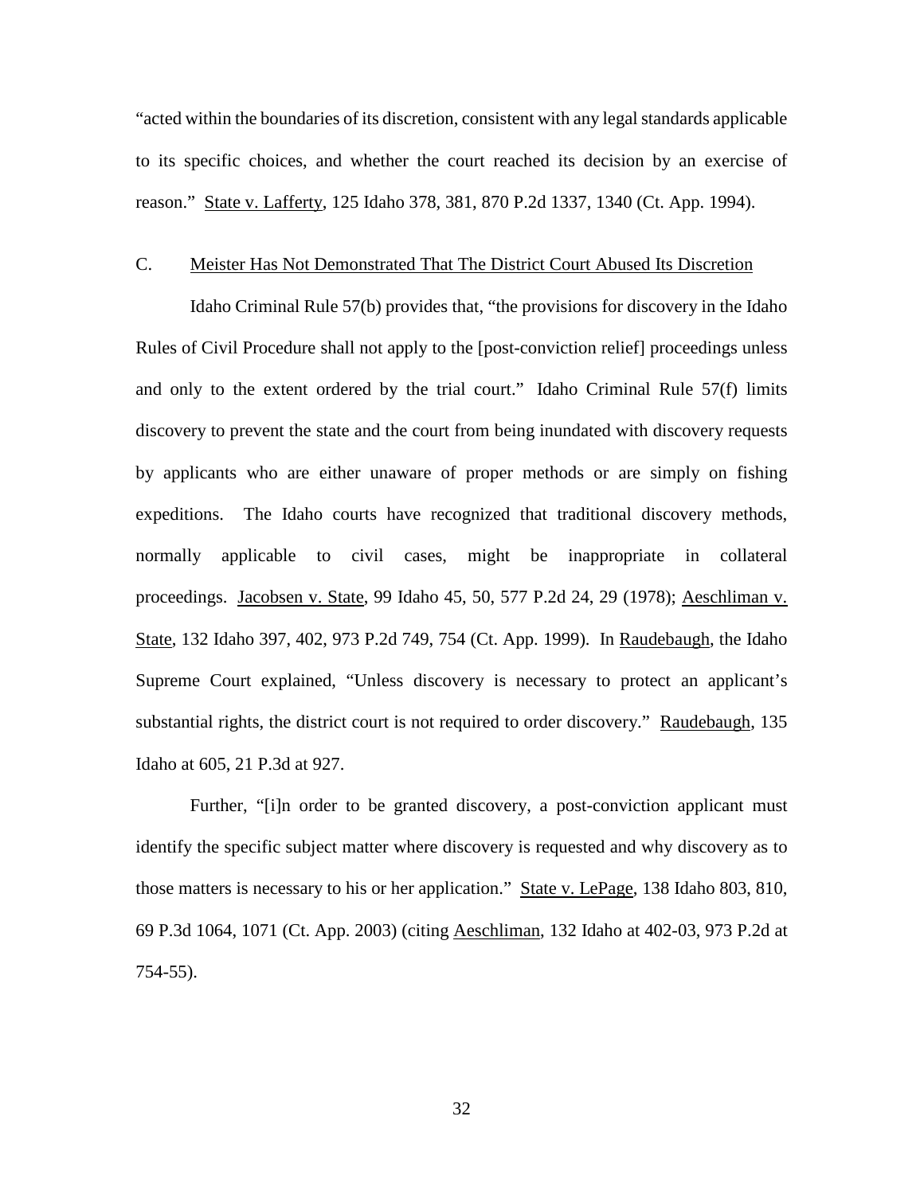"acted within the boundaries of its discretion, consistent with any legal standards applicable to its specific choices, and whether the court reached its decision by an exercise of reason." State v. Lafferty, 125 Idaho 378, 381, 870 P.2d 1337, 1340 (Ct. App. 1994).

C. Meister Has Not Demonstrated That The District Court Abused Its Discretion

Idaho Criminal Rule 57(b) provides that, "the provisions for discovery in the Idaho Rules of Civil Procedure shall not apply to the [post-conviction relief] proceedings unless and only to the extent ordered by the trial court." Idaho Criminal Rule 57(f) limits discovery to prevent the state and the court from being inundated with discovery requests by applicants who are either unaware of proper methods or are simply on fishing expeditions. The Idaho courts have recognized that traditional discovery methods, normally applicable to civil cases, might be inappropriate in collateral proceedings. Jacobsen v. State, 99 Idaho 45, 50, 577 P.2d 24, 29 (1978); Aeschliman v. State, 132 Idaho 397, 402, 973 P.2d 749, 754 (Ct. App. 1999). In Raudebaugh, the Idaho Supreme Court explained, "Unless discovery is necessary to protect an applicant's substantial rights, the district court is not required to order discovery." Raudebaugh, 135 Idaho at 605, 21 P.3d at 927.

Further, "[i]n order to be granted discovery, a post-conviction applicant must identify the specific subject matter where discovery is requested and why discovery as to those matters is necessary to his or her application." State v. LePage, 138 Idaho 803, 810, 69 P.3d 1064, 1071 (Ct. App. 2003) (citing Aeschliman, 132 Idaho at 402-03, 973 P.2d at 754-55).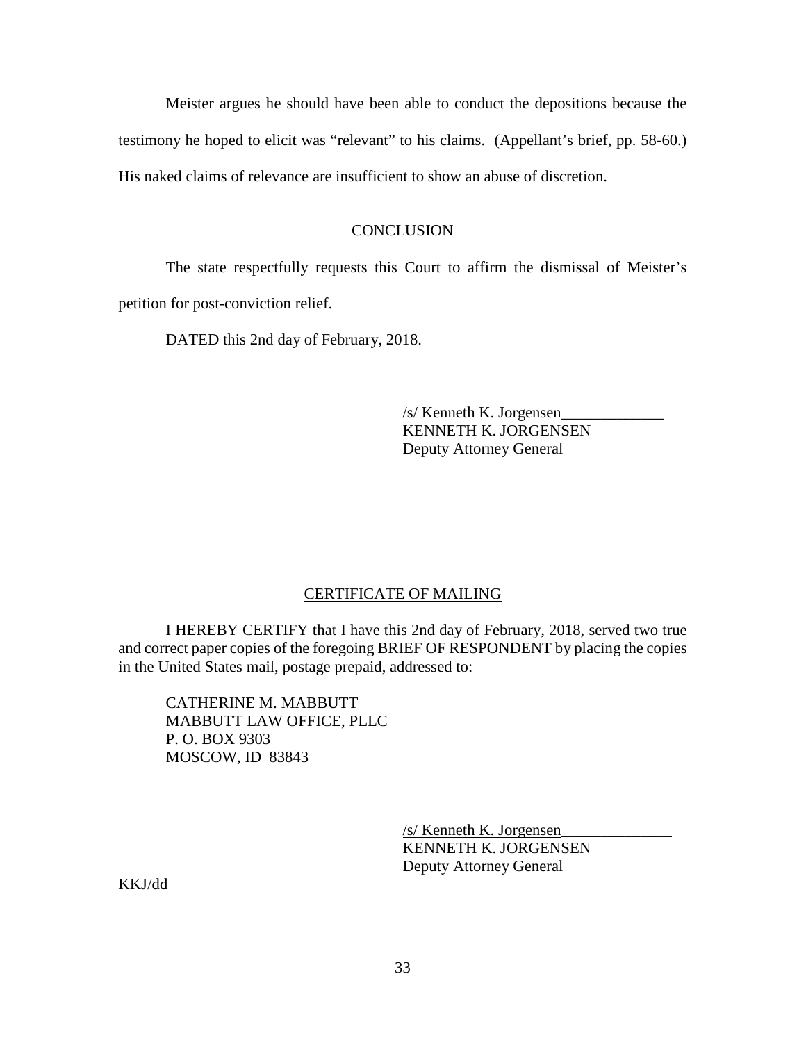Meister argues he should have been able to conduct the depositions because the testimony he hoped to elicit was "relevant" to his claims. (Appellant's brief, pp. 58-60.) His naked claims of relevance are insufficient to show an abuse of discretion.

## CONCLUSION

The state respectfully requests this Court to affirm the dismissal of Meister's petition for post-conviction relief.

DATED this 2nd day of February, 2018.

/s/ Kenneth K. Jorgensen
KENNETH K. JORGENSEN
Deputy Attorney General

## CERTIFICATE OF MAILING

I HEREBY CERTIFY that I have this 2nd day of February, 2018, served two true and correct paper copies of the foregoing BRIEF OF RESPONDENT by placing the copies in the United States mail, postage prepaid, addressed to:

CATHERINE M. MABBUTT
MABBUTT LAW OFFICE, PLLC
P. O. BOX 9303
MOSCOW, ID 83843

/s/ Kenneth K. Jorgensen
KENNETH K. JORGENSEN
Deputy Attorney General

KKJ/dd